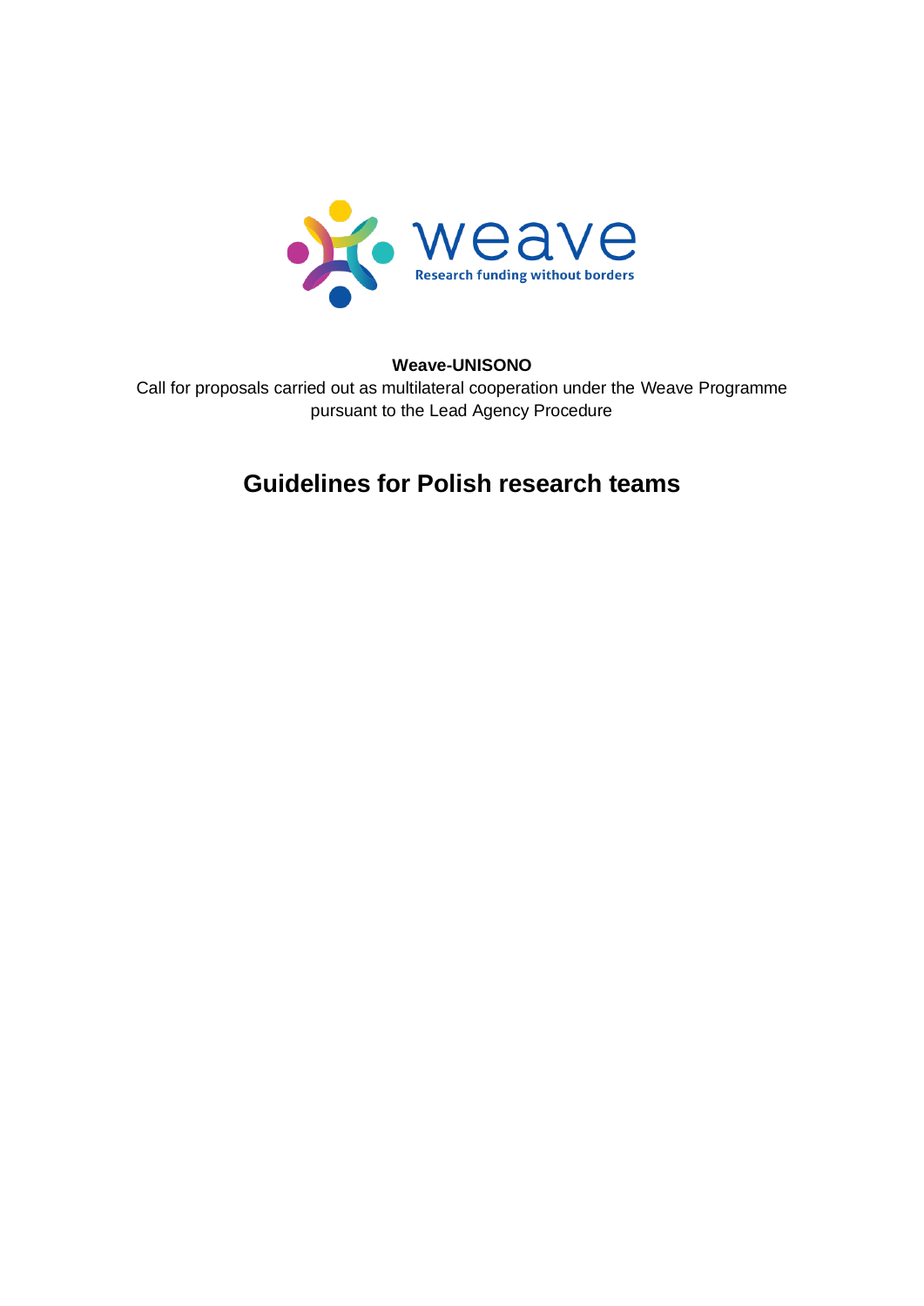weave

Research funding without borders

**Weave-UNISONO**

Call for proposals carried out as multilateral cooperation under the Weave Programme pursuant to the Lead Agency Procedure

# Guidelines for Polish research teams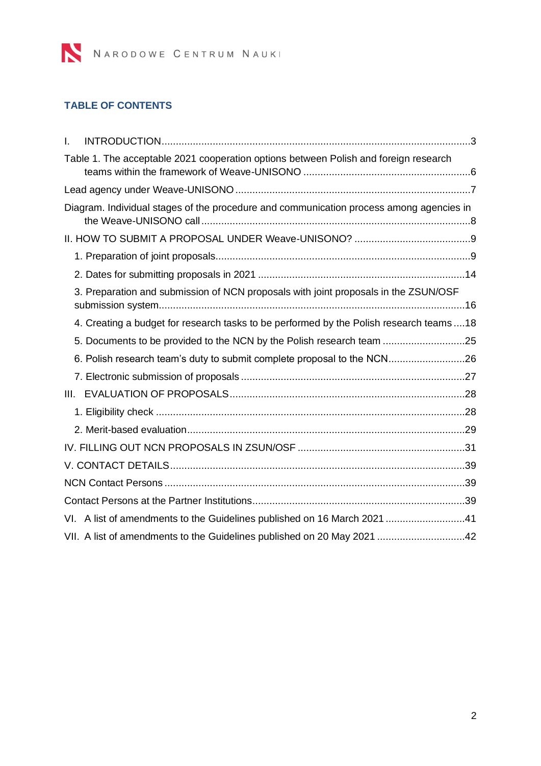## TABLE OF CONTENTS

I. INTRODUCTION ............................................................................................................3

Table 1. The acceptable 2021 cooperation options between Polish and foreign research teams within the framework of Weave-UNISONO ..........................................................6

Lead agency under Weave-UNISONO ..................................................................................7

Diagram. Individual stages of the procedure and communication process among agencies in the Weave-UNISONO call ..............................................................................................8

II. HOW TO SUBMIT A PROPOSAL UNDER Weave-UNISONO? .........................................9

1. Preparation of joint proposals.........................................................................................9
2. Dates for submitting proposals in 2021 .........................................................................14
3. Preparation and submission of NCN proposals with joint proposals in the ZSUN/OSF submission system..........................................................................................................16
4. Creating a budget for research tasks to be performed by the Polish research teams ....18
5. Documents to be provided to the NCN by the Polish research team .............................25
6. Polish research team's duty to submit complete proposal to the NCN...........................26
7. Electronic submission of proposals ...............................................................................27

III. EVALUATION OF PROPOSALS..................................................................................28

1. Eligibility check .............................................................................................................28
2. Merit-based evaluation..................................................................................................29

IV. FILLING OUT NCN PROPOSALS IN ZSUN/OSF ...........................................................31

V. CONTACT DETAILS.......................................................................................................39

NCN Contact Persons .........................................................................................................39

Contact Persons at the Partner Institutions..........................................................................39

VI. A list of amendments to the Guidelines published on 16 March 2021 ............................41

VII. A list of amendments to the Guidelines published on 20 May 2021 ...............................42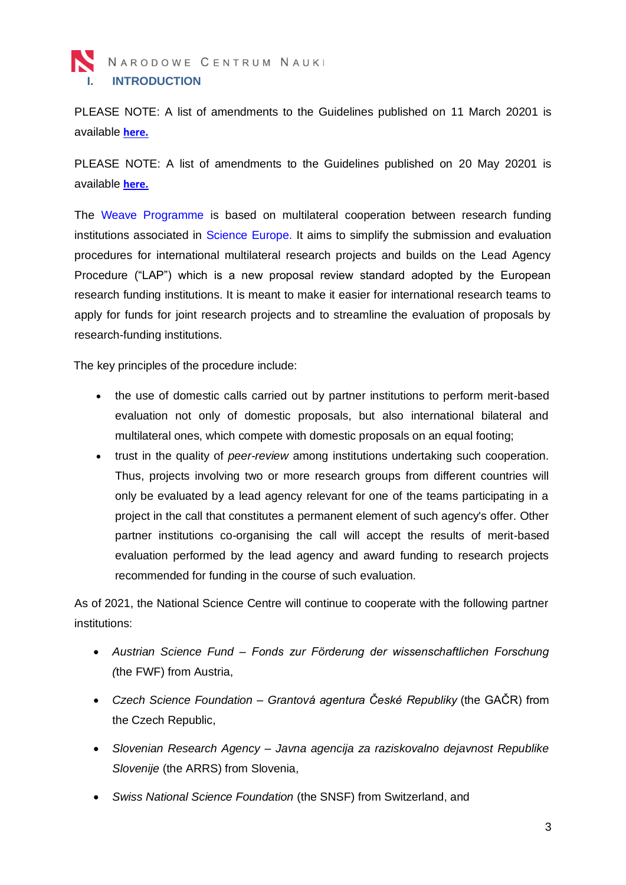# I. INTRODUCTION

PLEASE NOTE: A list of amendments to the Guidelines published on 11 March 20201 is available **here.**

PLEASE NOTE: A list of amendments to the Guidelines published on 20 May 20201 is available **here.**

The Weave Programme is based on multilateral cooperation between research funding institutions associated in Science Europe. It aims to simplify the submission and evaluation procedures for international multilateral research projects and builds on the Lead Agency Procedure ("LAP") which is a new proposal review standard adopted by the European research funding institutions. It is meant to make it easier for international research teams to apply for funds for joint research projects and to streamline the evaluation of proposals by research-funding institutions.

The key principles of the procedure include:

- the use of domestic calls carried out by partner institutions to perform merit-based evaluation not only of domestic proposals, but also international bilateral and multilateral ones, which compete with domestic proposals on an equal footing;
- trust in the quality of *peer-review* among institutions undertaking such cooperation. Thus, projects involving two or more research groups from different countries will only be evaluated by a lead agency relevant for one of the teams participating in a project in the call that constitutes a permanent element of such agency's offer. Other partner institutions co-organising the call will accept the results of merit-based evaluation performed by the lead agency and award funding to research projects recommended for funding in the course of such evaluation.

As of 2021, the National Science Centre will continue to cooperate with the following partner institutions:

- *Austrian Science Fund – Fonds zur Förderung der wissenschaftlichen Forschung* (the FWF) from Austria,
- *Czech Science Foundation – Grantová agentura České Republiky* (the GAČR) from the Czech Republic,
- *Slovenian Research Agency – Javna agencija za raziskovalno dejavnost Republike Slovenije* (the ARRS) from Slovenia,
- *Swiss National Science Foundation* (the SNSF) from Switzerland, and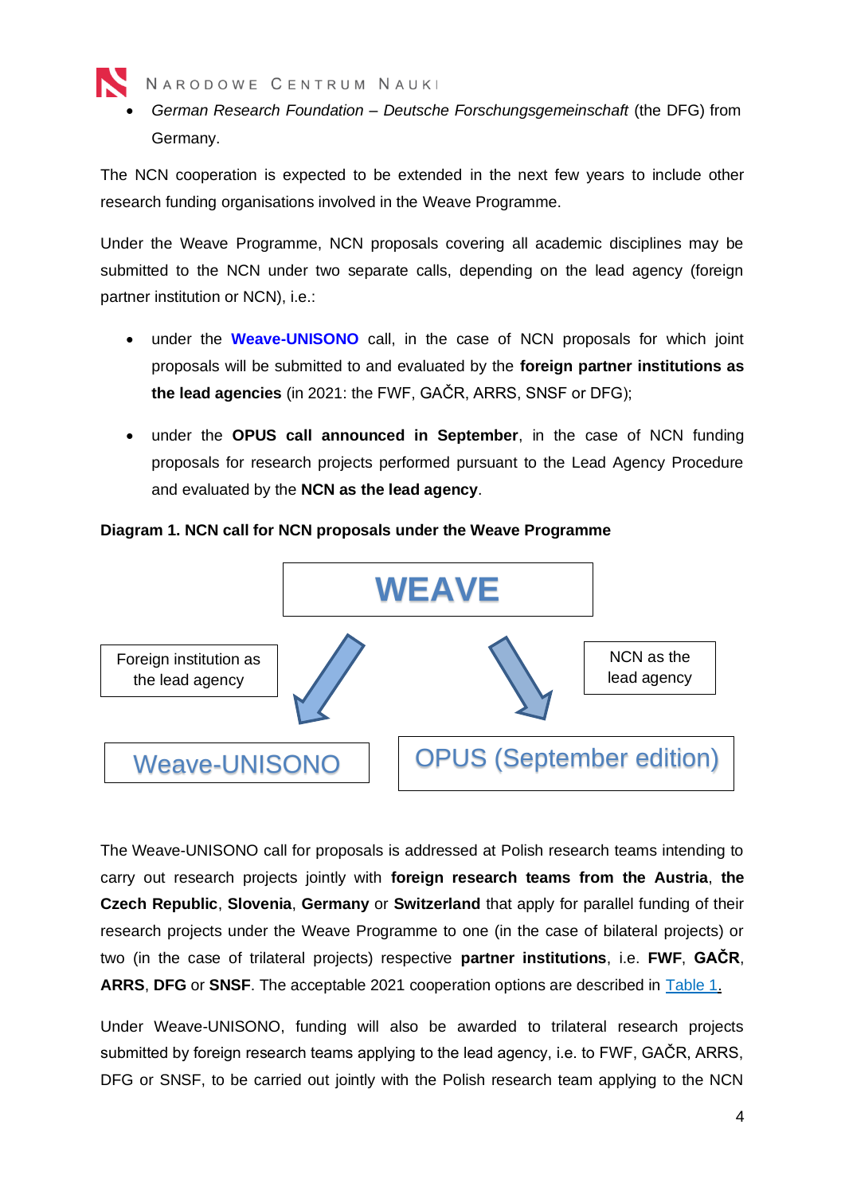- *German Research Foundation – Deutsche Forschungsgemeinschaft* (the DFG) from Germany.

The NCN cooperation is expected to be extended in the next few years to include other research funding organisations involved in the Weave Programme.

Under the Weave Programme, NCN proposals covering all academic disciplines may be submitted to the NCN under two separate calls, depending on the lead agency (foreign partner institution or NCN), i.e.:

- under the **Weave-UNISONO** call, in the case of NCN proposals for which joint proposals will be submitted to and evaluated by the **foreign partner institutions as the lead agencies** (in 2021: the FWF, GAČR, ARRS, SNSF or DFG);
- under the **OPUS call announced in September**, in the case of NCN funding proposals for research projects performed pursuant to the Lead Agency Procedure and evaluated by the **NCN as the lead agency**.

**Diagram 1. NCN call for NCN proposals under the Weave Programme**

WEAVE

Foreign institution as the lead agency → Weave-UNISONO

NCN as the lead agency → OPUS (September edition)

The Weave-UNISONO call for proposals is addressed at Polish research teams intending to carry out research projects jointly with **foreign research teams from the Austria**, **the Czech Republic**, **Slovenia**, **Germany** or **Switzerland** that apply for parallel funding of their research projects under the Weave Programme to one (in the case of bilateral projects) or two (in the case of trilateral projects) respective **partner institutions**, i.e. **FWF**, **GAČR**, **ARRS**, **DFG** or **SNSF**. The acceptable 2021 cooperation options are described in Table 1.

Under Weave-UNISONO, funding will also be awarded to trilateral research projects submitted by foreign research teams applying to the lead agency, i.e. to FWF, GAČR, ARRS, DFG or SNSF, to be carried out jointly with the Polish research team applying to the NCN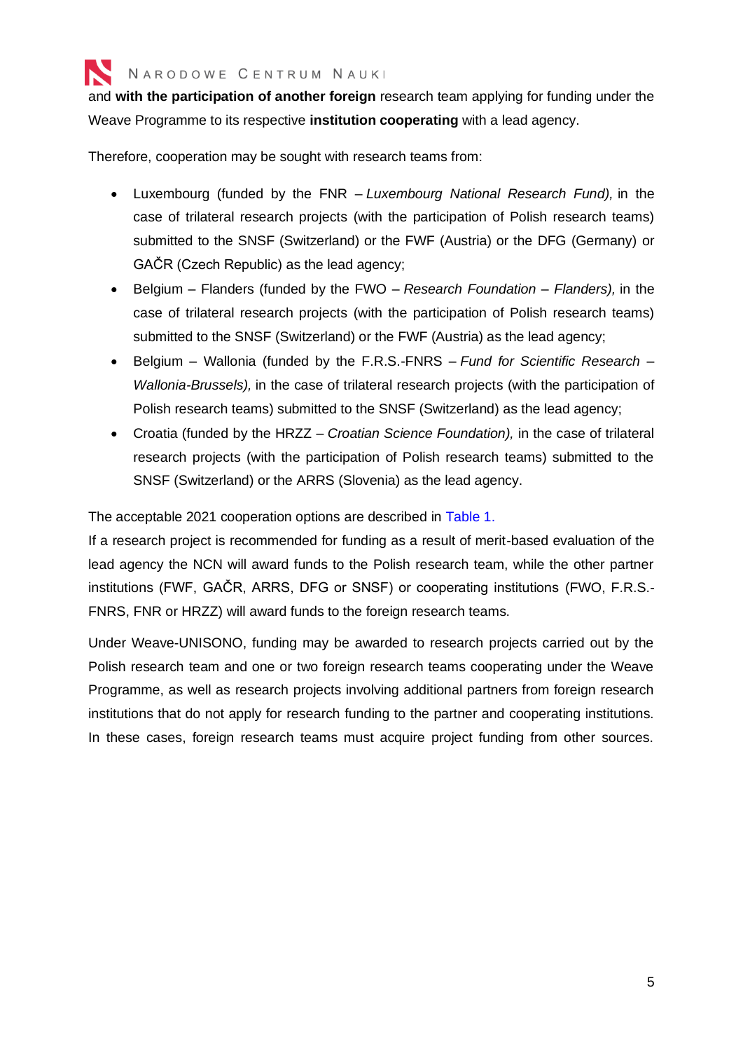and **with the participation of another foreign** research team applying for funding under the Weave Programme to its respective **institution cooperating** with a lead agency.

Therefore, cooperation may be sought with research teams from:

- Luxembourg (funded by the FNR – *Luxembourg National Research Fund),* in the case of trilateral research projects (with the participation of Polish research teams) submitted to the SNSF (Switzerland) or the FWF (Austria) or the DFG (Germany) or GAČR (Czech Republic) as the lead agency;
- Belgium – Flanders (funded by the FWO – *Research Foundation – Flanders),* in the case of trilateral research projects (with the participation of Polish research teams) submitted to the SNSF (Switzerland) or the FWF (Austria) as the lead agency;
- Belgium – Wallonia (funded by the F.R.S.-FNRS – *Fund for Scientific Research – Wallonia-Brussels),* in the case of trilateral research projects (with the participation of Polish research teams) submitted to the SNSF (Switzerland) as the lead agency;
- Croatia (funded by the HRZZ – *Croatian Science Foundation),* in the case of trilateral research projects (with the participation of Polish research teams) submitted to the SNSF (Switzerland) or the ARRS (Slovenia) as the lead agency.

The acceptable 2021 cooperation options are described in Table 1.

If a research project is recommended for funding as a result of merit-based evaluation of the lead agency the NCN will award funds to the Polish research team, while the other partner institutions (FWF, GAČR, ARRS, DFG or SNSF) or cooperating institutions (FWO, F.R.S.-FNRS, FNR or HRZZ) will award funds to the foreign research teams.

Under Weave-UNISONO, funding may be awarded to research projects carried out by the Polish research team and one or two foreign research teams cooperating under the Weave Programme, as well as research projects involving additional partners from foreign research institutions that do not apply for research funding to the partner and cooperating institutions. In these cases, foreign research teams must acquire project funding from other sources.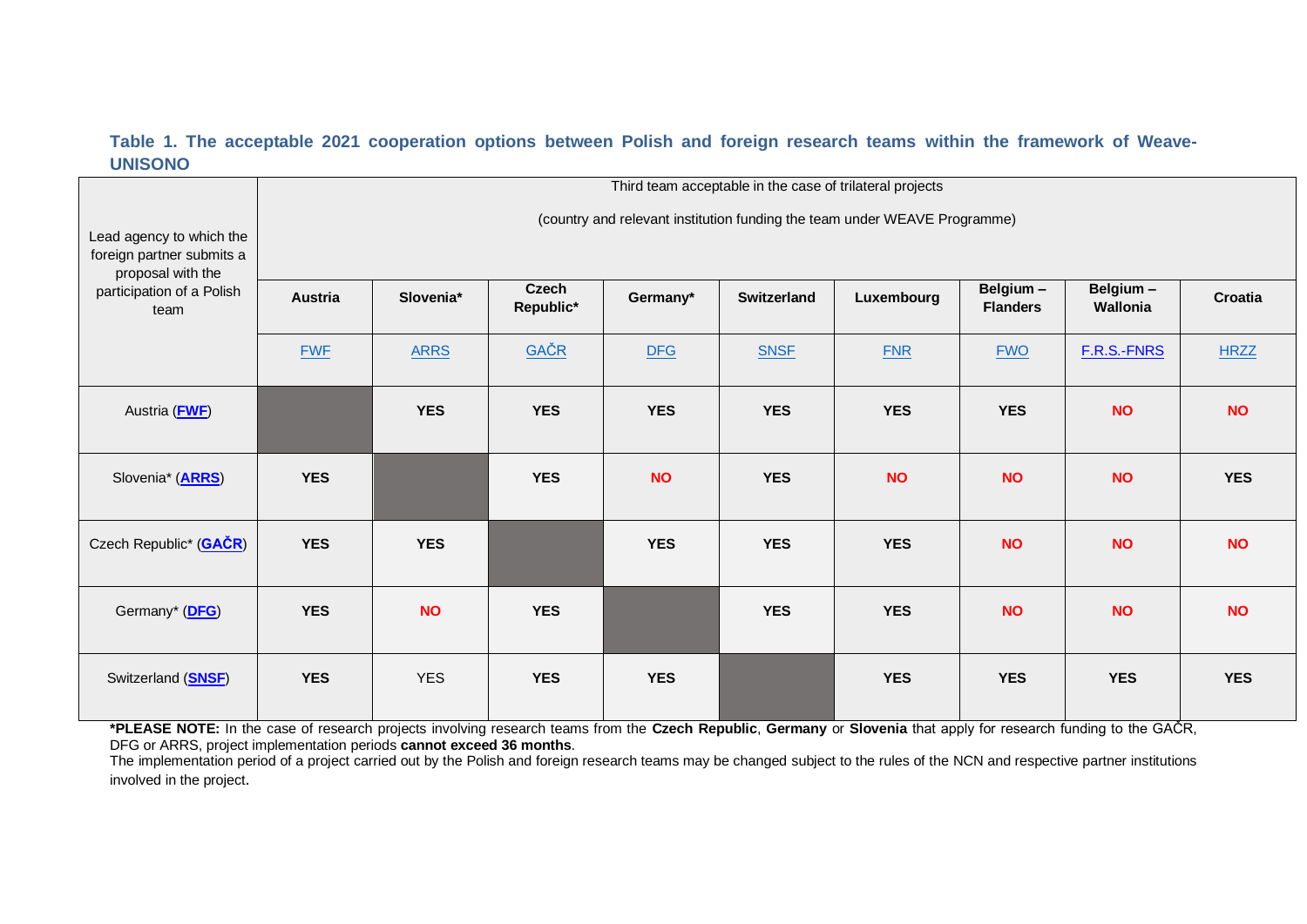**Table 1. The acceptable 2021 cooperation options between Polish and foreign research teams within the framework of Weave-UNISONO**

| Lead agency to which the foreign partner submits a proposal with the participation of a Polish team | Third team acceptable in the case of trilateral projects (country and relevant institution funding the team under WEAVE Programme) | | | | | | | | |
|---|---|---|---|---|---|---|---|---|---|
| | **Austria** | **Slovenia*** | **Czech Republic*** | **Germany*** | **Switzerland** | **Luxembourg** | **Belgium – Flanders** | **Belgium – Wallonia** | **Croatia** |
| | FWF | ARRS | GAČR | DFG | SNSF | FNR | FWO | F.R.S.-FNRS | HRZZ |
| Austria (**FWF**) | | **YES** | **YES** | **YES** | **YES** | **YES** | **YES** | **NO** | **NO** |
| Slovenia* (**ARRS**) | **YES** | | **YES** | **NO** | **YES** | **NO** | **NO** | **NO** | **YES** |
| Czech Republic* (**GAČR**) | **YES** | **YES** | | **YES** | **YES** | **YES** | **NO** | **NO** | **NO** |
| Germany* (**DFG**) | **YES** | **NO** | **YES** | | **YES** | **YES** | **NO** | **NO** | **NO** |
| Switzerland (**SNSF**) | **YES** | YES | **YES** | **YES** | | **YES** | **YES** | **YES** | **YES** |

***PLEASE NOTE:** In the case of research projects involving research teams from the **Czech Republic**, **Germany** or **Slovenia** that apply for research funding to the GAČR, DFG or ARRS, project implementation periods **cannot exceed 36 months**.

The implementation period of a project carried out by the Polish and foreign research teams may be changed subject to the rules of the NCN and respective partner institutions involved in the project.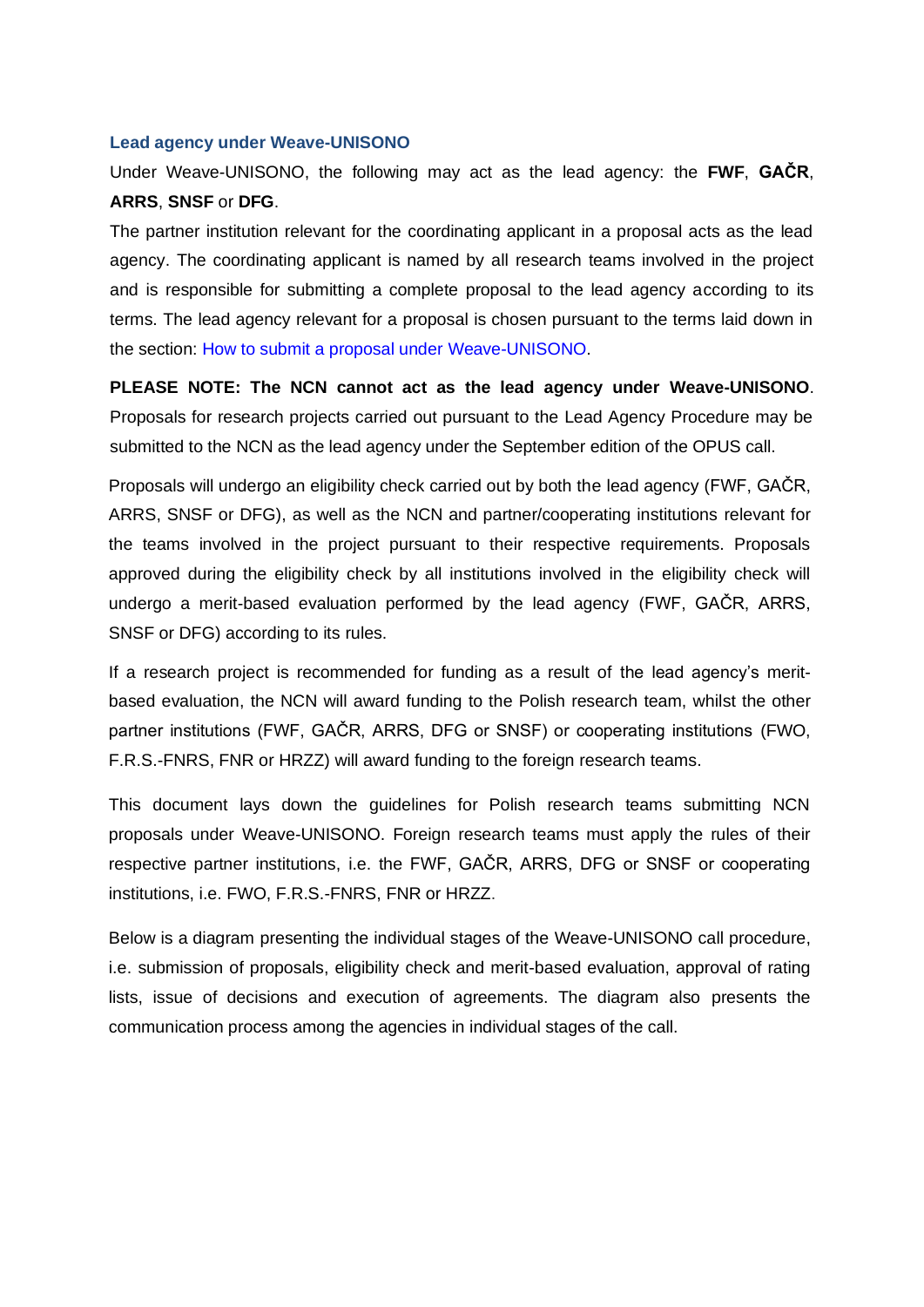### Lead agency under Weave-UNISONO

Under Weave-UNISONO, the following may act as the lead agency: the **FWF**, **GAČR**, **ARRS**, **SNSF** or **DFG**.

The partner institution relevant for the coordinating applicant in a proposal acts as the lead agency. The coordinating applicant is named by all research teams involved in the project and is responsible for submitting a complete proposal to the lead agency according to its terms. The lead agency relevant for a proposal is chosen pursuant to the terms laid down in the section: How to submit a proposal under Weave-UNISONO.

**PLEASE NOTE: The NCN cannot act as the lead agency under Weave-UNISONO**. Proposals for research projects carried out pursuant to the Lead Agency Procedure may be submitted to the NCN as the lead agency under the September edition of the OPUS call.

Proposals will undergo an eligibility check carried out by both the lead agency (FWF, GAČR, ARRS, SNSF or DFG), as well as the NCN and partner/cooperating institutions relevant for the teams involved in the project pursuant to their respective requirements. Proposals approved during the eligibility check by all institutions involved in the eligibility check will undergo a merit-based evaluation performed by the lead agency (FWF, GAČR, ARRS, SNSF or DFG) according to its rules.

If a research project is recommended for funding as a result of the lead agency's merit-based evaluation, the NCN will award funding to the Polish research team, whilst the other partner institutions (FWF, GAČR, ARRS, DFG or SNSF) or cooperating institutions (FWO, F.R.S.-FNRS, FNR or HRZZ) will award funding to the foreign research teams.

This document lays down the guidelines for Polish research teams submitting NCN proposals under Weave-UNISONO. Foreign research teams must apply the rules of their respective partner institutions, i.e. the FWF, GAČR, ARRS, DFG or SNSF or cooperating institutions, i.e. FWO, F.R.S.-FNRS, FNR or HRZZ.

Below is a diagram presenting the individual stages of the Weave-UNISONO call procedure, i.e. submission of proposals, eligibility check and merit-based evaluation, approval of rating lists, issue of decisions and execution of agreements. The diagram also presents the communication process among the agencies in individual stages of the call.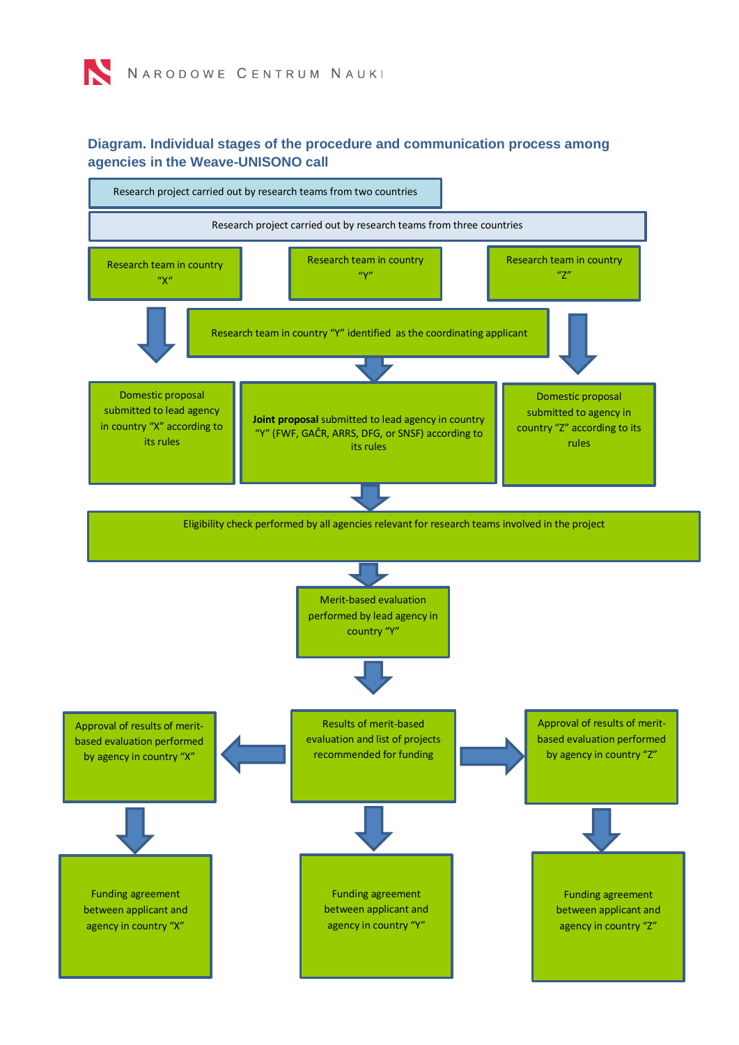**Diagram. Individual stages of the procedure and communication process among agencies in the Weave-UNISONO call**

Research project carried out by research teams from two countries

Research project carried out by research teams from three countries

Research team in country "X"

Research team in country "Y"

Research team in country "Z"

Research team in country "Y" identified as the coordinating applicant

Domestic proposal submitted to lead agency in country "X" according to its rules

**Joint proposal** submitted to lead agency in country "Y" (FWF, GAČR, ARRS, DFG, or SNSF) according to its rules

Domestic proposal submitted to agency in country "Z" according to its rules

Eligibility check performed by all agencies relevant for research teams involved in the project

Merit-based evaluation performed by lead agency in country "Y"

Approval of results of merit-based evaluation performed by agency in country "X"

Results of merit-based evaluation and list of projects recommended for funding

Approval of results of merit-based evaluation performed by agency in country "Z"

Funding agreement between applicant and agency in country "X"

Funding agreement between applicant and agency in country "Y"

Funding agreement between applicant and agency in country "Z"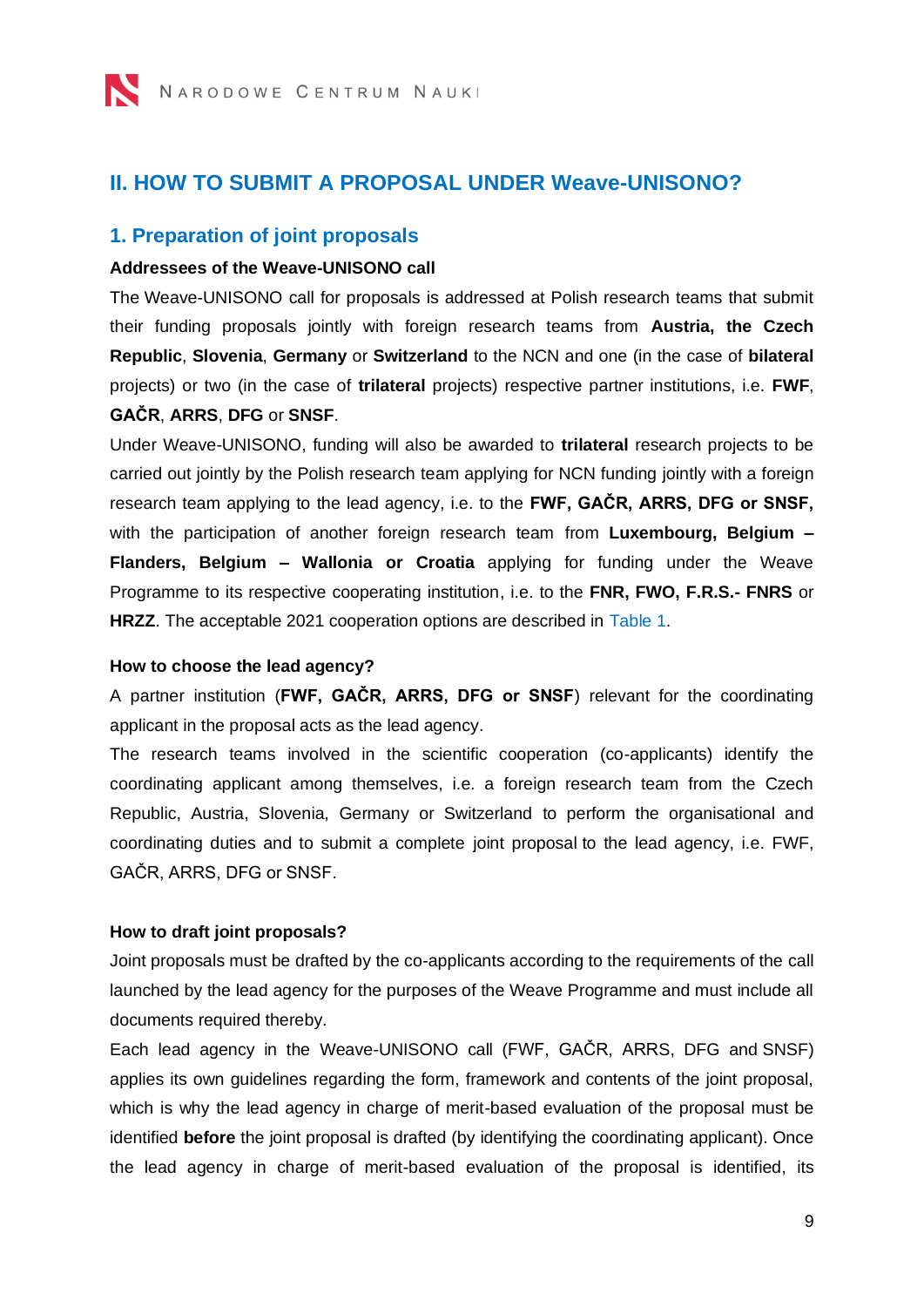## II. HOW TO SUBMIT A PROPOSAL UNDER Weave-UNISONO?

### 1. Preparation of joint proposals

**Addressees of the Weave-UNISONO call**

The Weave-UNISONO call for proposals is addressed at Polish research teams that submit their funding proposals jointly with foreign research teams from **Austria, the Czech Republic**, **Slovenia**, **Germany** or **Switzerland** to the NCN and one (in the case of **bilateral** projects) or two (in the case of **trilateral** projects) respective partner institutions, i.e. **FWF**, **GAČR**, **ARRS**, **DFG** or **SNSF**.

Under Weave-UNISONO, funding will also be awarded to **trilateral** research projects to be carried out jointly by the Polish research team applying for NCN funding jointly with a foreign research team applying to the lead agency, i.e. to the **FWF, GAČR, ARRS, DFG or SNSF,** with the participation of another foreign research team from **Luxembourg, Belgium – Flanders, Belgium – Wallonia or Croatia** applying for funding under the Weave Programme to its respective cooperating institution, i.e. to the **FNR, FWO, F.R.S.- FNRS** or **HRZZ**. The acceptable 2021 cooperation options are described in Table 1.

**How to choose the lead agency?**

A partner institution (**FWF, GAČR, ARRS, DFG or SNSF**) relevant for the coordinating applicant in the proposal acts as the lead agency.

The research teams involved in the scientific cooperation (co-applicants) identify the coordinating applicant among themselves, i.e. a foreign research team from the Czech Republic, Austria, Slovenia, Germany or Switzerland to perform the organisational and coordinating duties and to submit a complete joint proposal to the lead agency, i.e. FWF, GAČR, ARRS, DFG or SNSF.

**How to draft joint proposals?**

Joint proposals must be drafted by the co-applicants according to the requirements of the call launched by the lead agency for the purposes of the Weave Programme and must include all documents required thereby.

Each lead agency in the Weave-UNISONO call (FWF, GAČR, ARRS, DFG and SNSF) applies its own guidelines regarding the form, framework and contents of the joint proposal, which is why the lead agency in charge of merit-based evaluation of the proposal must be identified **before** the joint proposal is drafted (by identifying the coordinating applicant). Once the lead agency in charge of merit-based evaluation of the proposal is identified, its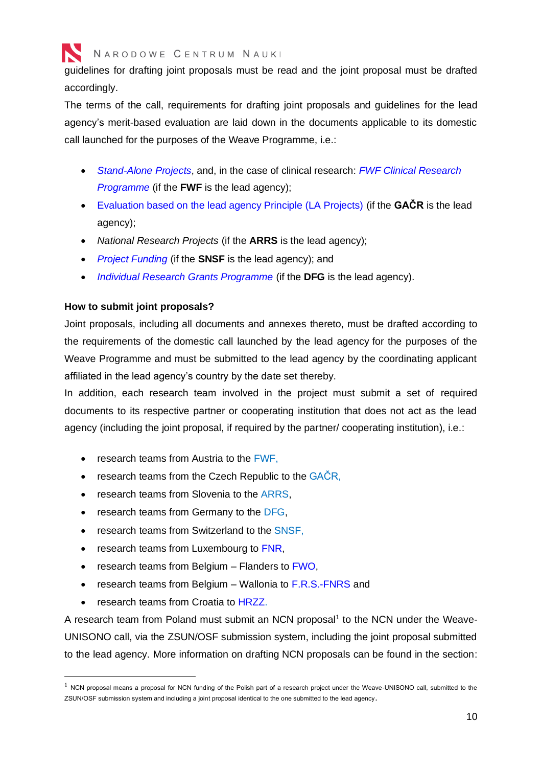guidelines for drafting joint proposals must be read and the joint proposal must be drafted accordingly.

The terms of the call, requirements for drafting joint proposals and guidelines for the lead agency's merit-based evaluation are laid down in the documents applicable to its domestic call launched for the purposes of the Weave Programme, i.e.:

- *Stand-Alone Projects*, and, in the case of clinical research: *FWF Clinical Research Programme* (if the **FWF** is the lead agency);
- Evaluation based on the lead agency Principle (LA Projects) (if the **GAČR** is the lead agency);
- *National Research Projects* (if the **ARRS** is the lead agency);
- *Project Funding* (if the **SNSF** is the lead agency); and
- *Individual Research Grants Programme* (if the **DFG** is the lead agency).

**How to submit joint proposals?**

Joint proposals, including all documents and annexes thereto, must be drafted according to the requirements of the domestic call launched by the lead agency for the purposes of the Weave Programme and must be submitted to the lead agency by the coordinating applicant affiliated in the lead agency's country by the date set thereby.

In addition, each research team involved in the project must submit a set of required documents to its respective partner or cooperating institution that does not act as the lead agency (including the joint proposal, if required by the partner/ cooperating institution), i.e.:

- research teams from Austria to the FWF,
- research teams from the Czech Republic to the GAČR,
- research teams from Slovenia to the ARRS,
- research teams from Germany to the DFG,
- research teams from Switzerland to the SNSF,
- research teams from Luxembourg to FNR,
- research teams from Belgium – Flanders to FWO,
- research teams from Belgium – Wallonia to F.R.S.-FNRS and
- research teams from Croatia to HRZZ.

A research team from Poland must submit an NCN proposal[1] to the NCN under the Weave-UNISONO call, via the ZSUN/OSF submission system, including the joint proposal submitted to the lead agency. More information on drafting NCN proposals can be found in the section:

[1] NCN proposal means a proposal for NCN funding of the Polish part of a research project under the Weave-UNISONO call, submitted to the ZSUN/OSF submission system and including a joint proposal identical to the one submitted to the lead agency.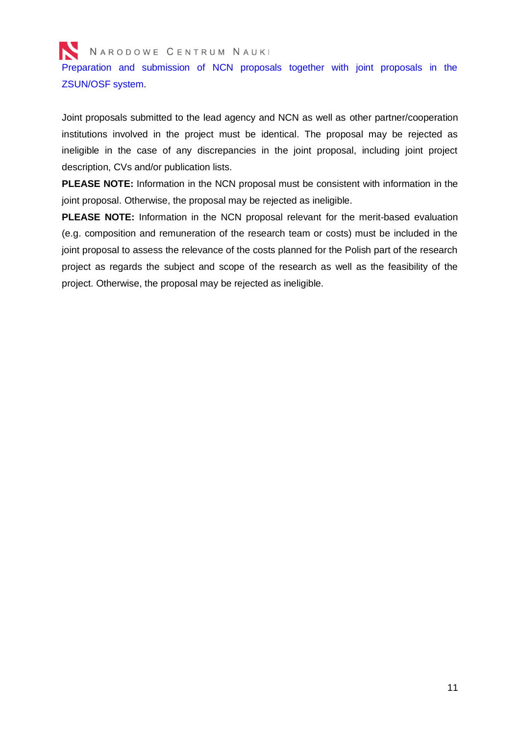Preparation and submission of NCN proposals together with joint proposals in the ZSUN/OSF system.

Joint proposals submitted to the lead agency and NCN as well as other partner/cooperation institutions involved in the project must be identical. The proposal may be rejected as ineligible in the case of any discrepancies in the joint proposal, including joint project description, CVs and/or publication lists.

**PLEASE NOTE:** Information in the NCN proposal must be consistent with information in the joint proposal. Otherwise, the proposal may be rejected as ineligible.

**PLEASE NOTE:** Information in the NCN proposal relevant for the merit-based evaluation (e.g. composition and remuneration of the research team or costs) must be included in the joint proposal to assess the relevance of the costs planned for the Polish part of the research project as regards the subject and scope of the research as well as the feasibility of the project. Otherwise, the proposal may be rejected as ineligible.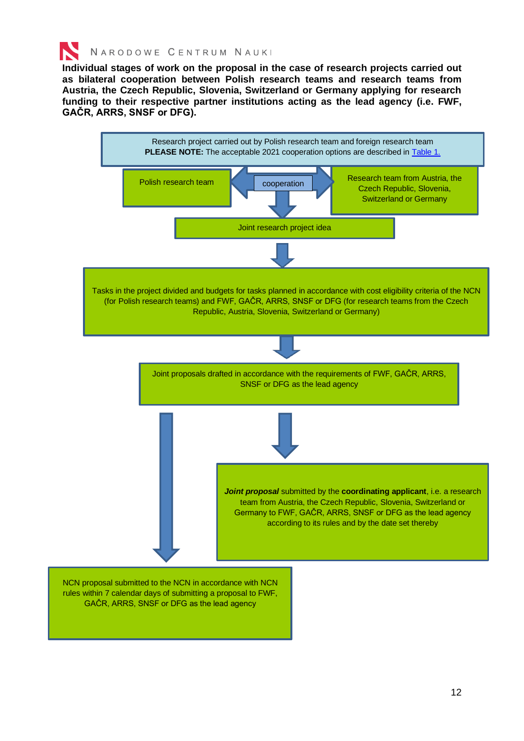**Individual stages of work on the proposal in the case of research projects carried out as bilateral cooperation between Polish research teams and research teams from Austria, the Czech Republic, Slovenia, Switzerland or Germany applying for research funding to their respective partner institutions acting as the lead agency (i.e. FWF, GAČR, ARRS, SNSF or DFG).**

Research project carried out by Polish research team and foreign research team
**PLEASE NOTE:** The acceptable 2021 cooperation options are described in [Table 1.]

Polish research team

cooperation

Research team from Austria, the Czech Republic, Slovenia, Switzerland or Germany

Joint research project idea

Tasks in the project divided and budgets for tasks planned in accordance with cost eligibility criteria of the NCN (for Polish research teams) and FWF, GAČR, ARRS, SNSF or DFG (for research teams from the Czech Republic, Austria, Slovenia, Switzerland or Germany)

Joint proposals drafted in accordance with the requirements of FWF, GAČR, ARRS, SNSF or DFG as the lead agency

***Joint proposal*** submitted by the **coordinating applicant**, i.e. a research team from Austria, the Czech Republic, Slovenia, Switzerland or Germany to FWF, GAČR, ARRS, SNSF or DFG as the lead agency according to its rules and by the date set thereby

NCN proposal submitted to the NCN in accordance with NCN rules within 7 calendar days of submitting a proposal to FWF, GAČR, ARRS, SNSF or DFG as the lead agency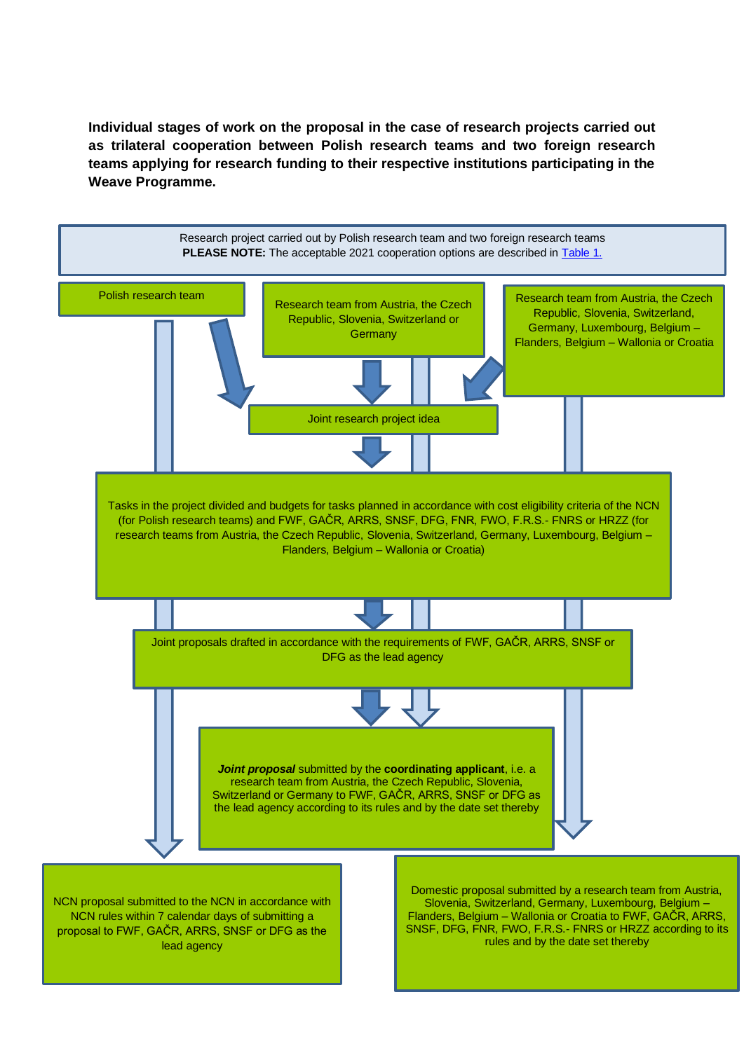**Individual stages of work on the proposal in the case of research projects carried out as trilateral cooperation between Polish research teams and two foreign research teams applying for research funding to their respective institutions participating in the Weave Programme.**

Research project carried out by Polish research team and two foreign research teams
**PLEASE NOTE:** The acceptable 2021 cooperation options are described in Table 1.

Polish research team

Research team from Austria, the Czech Republic, Slovenia, Switzerland or Germany

Research team from Austria, the Czech Republic, Slovenia, Switzerland, Germany, Luxembourg, Belgium – Flanders, Belgium – Wallonia or Croatia

Joint research project idea

Tasks in the project divided and budgets for tasks planned in accordance with cost eligibility criteria of the NCN (for Polish research teams) and FWF, GAČR, ARRS, SNSF, DFG, FNR, FWO, F.R.S.- FNRS or HRZZ (for research teams from Austria, the Czech Republic, Slovenia, Switzerland, Germany, Luxembourg, Belgium – Flanders, Belgium – Wallonia or Croatia)

Joint proposals drafted in accordance with the requirements of FWF, GAČR, ARRS, SNSF or DFG as the lead agency

***Joint proposal*** submitted by the **coordinating applicant**, i.e. a research team from Austria, the Czech Republic, Slovenia, Switzerland or Germany to FWF, GAČR, ARRS, SNSF or DFG as the lead agency according to its rules and by the date set thereby

NCN proposal submitted to the NCN in accordance with NCN rules within 7 calendar days of submitting a proposal to FWF, GAČR, ARRS, SNSF or DFG as the lead agency

Domestic proposal submitted by a research team from Austria, Slovenia, Switzerland, Germany, Luxembourg, Belgium – Flanders, Belgium – Wallonia or Croatia to FWF, GAČR, ARRS, SNSF, DFG, FNR, FWO, F.R.S.- FNRS or HRZZ according to its rules and by the date set thereby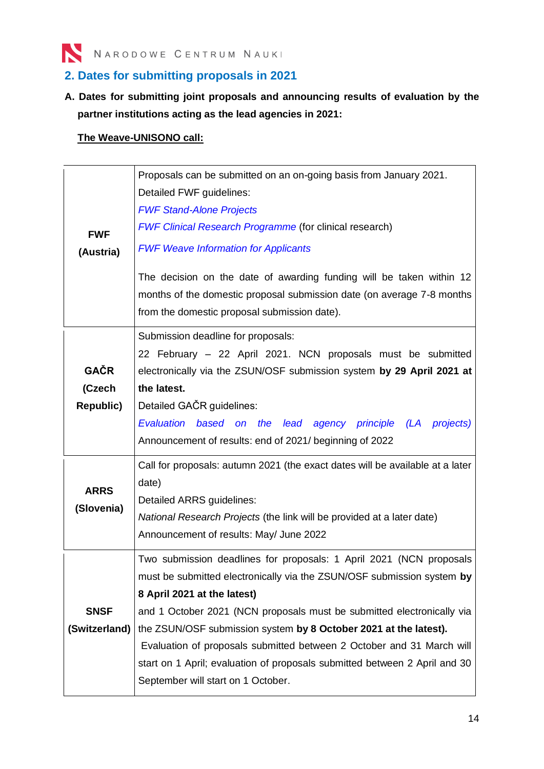## 2. Dates for submitting proposals in 2021

**A. Dates for submitting joint proposals and announcing results of evaluation by the partner institutions acting as the lead agencies in 2021:**

**The Weave-UNISONO call:**

| | |
|---|---|
| **FWF (Austria)** | Proposals can be submitted on an on-going basis from January 2021.<br>Detailed FWF guidelines:<br>*FWF Stand-Alone Projects*<br>*FWF Clinical Research Programme* (for clinical research)<br>*FWF Weave Information for Applicants*<br><br>The decision on the date of awarding funding will be taken within 12 months of the domestic proposal submission date (on average 7-8 months from the domestic proposal submission date). |
| **GAČR (Czech Republic)** | Submission deadline for proposals:<br>22 February – 22 April 2021. NCN proposals must be submitted electronically via the ZSUN/OSF submission system **by 29 April 2021 at the latest.**<br>Detailed GAČR guidelines:<br>*Evaluation based on the lead agency principle (LA projects)*<br>Announcement of results: end of 2021/ beginning of 2022 |
| **ARRS (Slovenia)** | Call for proposals: autumn 2021 (the exact dates will be available at a later date)<br>Detailed ARRS guidelines:<br>*National Research Projects* (the link will be provided at a later date)<br>Announcement of results: May/ June 2022 |
| **SNSF (Switzerland)** | Two submission deadlines for proposals: 1 April 2021 (NCN proposals must be submitted electronically via the ZSUN/OSF submission system **by 8 April 2021 at the latest)**<br>and 1 October 2021 (NCN proposals must be submitted electronically via the ZSUN/OSF submission system **by 8 October 2021 at the latest).**<br>Evaluation of proposals submitted between 2 October and 31 March will start on 1 April; evaluation of proposals submitted between 2 April and 30 September will start on 1 October. |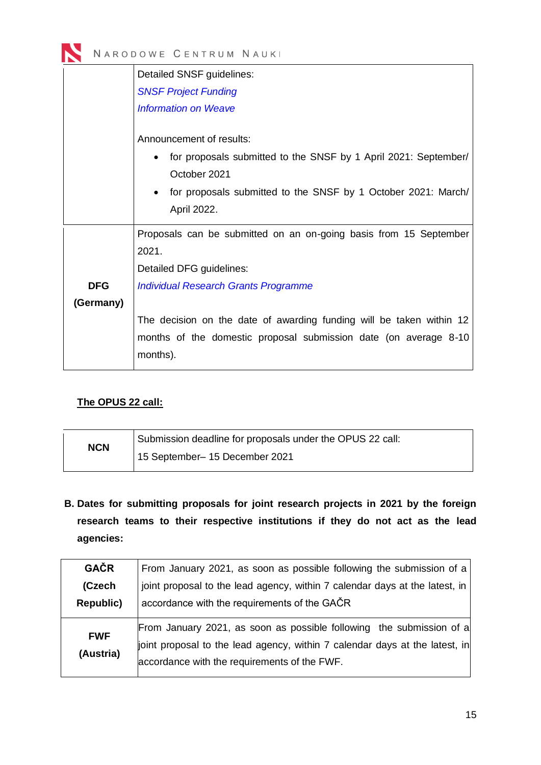| | |
|---|---|
| | Detailed SNSF guidelines:<br>*SNSF Project Funding*<br>*Information on Weave*<br><br>Announcement of results:<br>• for proposals submitted to the SNSF by 1 April 2021: September/ October 2021<br>• for proposals submitted to the SNSF by 1 October 2021: March/ April 2022. |
| **DFG (Germany)** | Proposals can be submitted on an on-going basis from 15 September 2021.<br>Detailed DFG guidelines:<br>*Individual Research Grants Programme*<br><br>The decision on the date of awarding funding will be taken within 12 months of the domestic proposal submission date (on average 8-10 months). |

**<u>The OPUS 22 call:</u>**

| | |
|---|---|
| **NCN** | Submission deadline for proposals under the OPUS 22 call:<br>15 September– 15 December 2021 |

**B. Dates for submitting proposals for joint research projects in 2021 by the foreign research teams to their respective institutions if they do not act as the lead agencies:**

| | |
|---|---|
| **GAČR (Czech Republic)** | From January 2021, as soon as possible following the submission of a joint proposal to the lead agency, within 7 calendar days at the latest, in accordance with the requirements of the GAČR |
| **FWF (Austria)** | From January 2021, as soon as possible following the submission of a joint proposal to the lead agency, within 7 calendar days at the latest, in accordance with the requirements of the FWF. |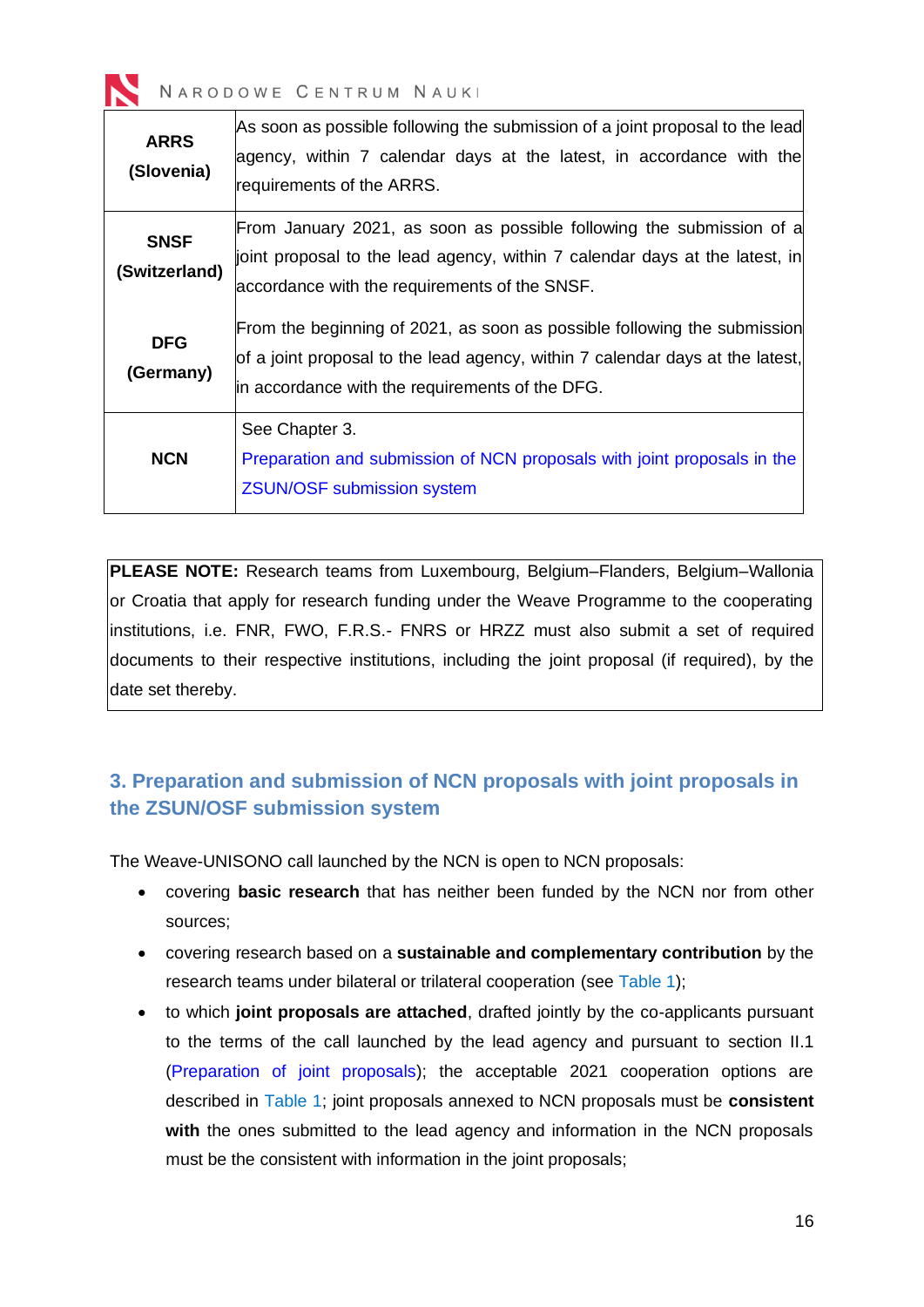| | |
|---|---|
| **ARRS (Slovenia)** | As soon as possible following the submission of a joint proposal to the lead agency, within 7 calendar days at the latest, in accordance with the requirements of the ARRS. |
| **SNSF (Switzerland)** | From January 2021, as soon as possible following the submission of a joint proposal to the lead agency, within 7 calendar days at the latest, in accordance with the requirements of the SNSF. |
| **DFG (Germany)** | From the beginning of 2021, as soon as possible following the submission of a joint proposal to the lead agency, within 7 calendar days at the latest, in accordance with the requirements of the DFG. |
| **NCN** | See Chapter 3. Preparation and submission of NCN proposals with joint proposals in the ZSUN/OSF submission system |

**PLEASE NOTE:** Research teams from Luxembourg, Belgium–Flanders, Belgium–Wallonia or Croatia that apply for research funding under the Weave Programme to the cooperating institutions, i.e. FNR, FWO, F.R.S.- FNRS or HRZZ must also submit a set of required documents to their respective institutions, including the joint proposal (if required), by the date set thereby.

## 3. Preparation and submission of NCN proposals with joint proposals in the ZSUN/OSF submission system

The Weave-UNISONO call launched by the NCN is open to NCN proposals:

- covering **basic research** that has neither been funded by the NCN nor from other sources;
- covering research based on a **sustainable and complementary contribution** by the research teams under bilateral or trilateral cooperation (see Table 1);
- to which **joint proposals are attached**, drafted jointly by the co-applicants pursuant to the terms of the call launched by the lead agency and pursuant to section II.1 (Preparation of joint proposals); the acceptable 2021 cooperation options are described in Table 1; joint proposals annexed to NCN proposals must be **consistent with** the ones submitted to the lead agency and information in the NCN proposals must be the consistent with information in the joint proposals;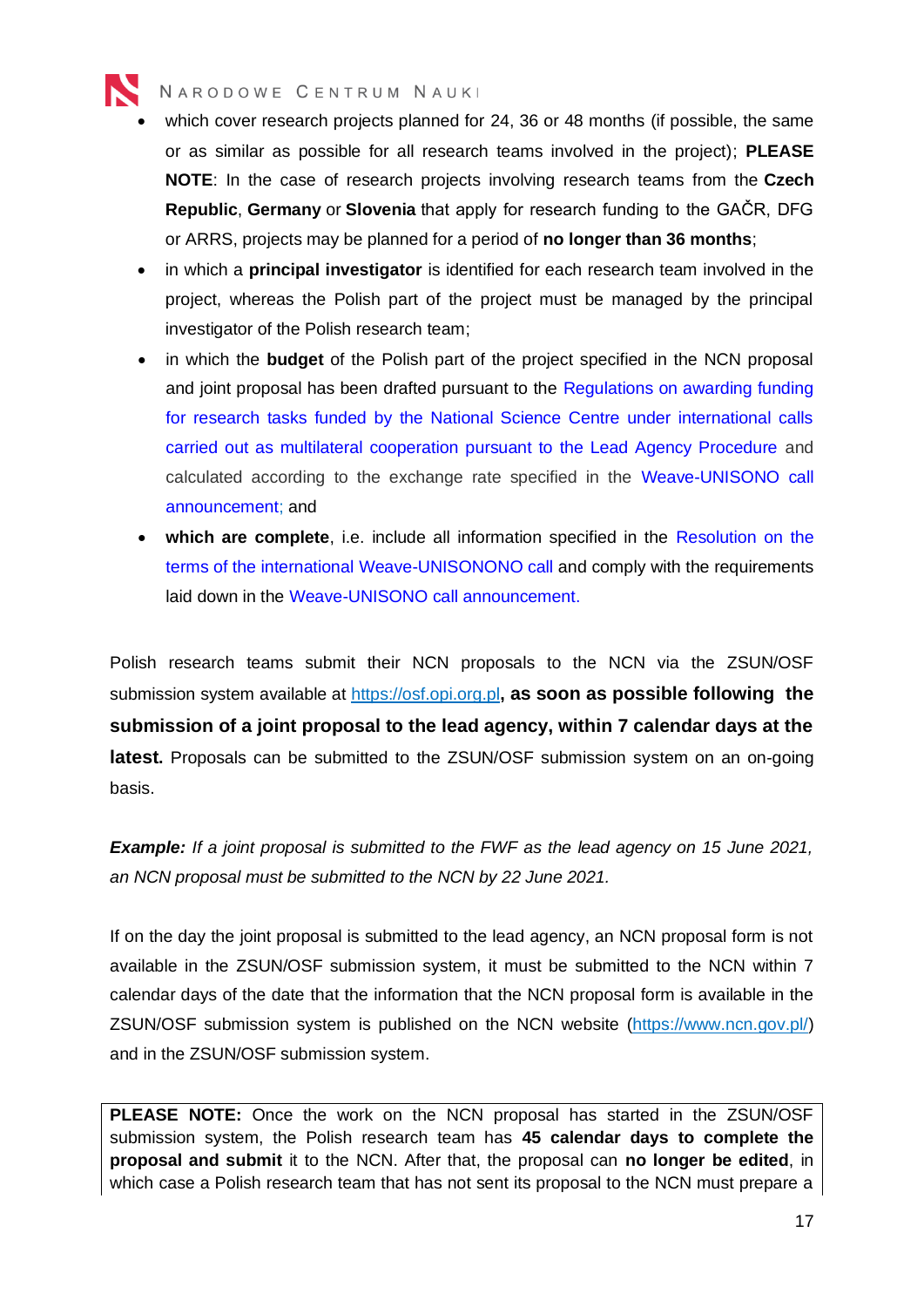- which cover research projects planned for 24, 36 or 48 months (if possible, the same or as similar as possible for all research teams involved in the project); **PLEASE NOTE**: In the case of research projects involving research teams from the **Czech Republic**, **Germany** or **Slovenia** that apply for research funding to the GAČR, DFG or ARRS, projects may be planned for a period of **no longer than 36 months**;
- in which a **principal investigator** is identified for each research team involved in the project, whereas the Polish part of the project must be managed by the principal investigator of the Polish research team;
- in which the **budget** of the Polish part of the project specified in the NCN proposal and joint proposal has been drafted pursuant to the Regulations on awarding funding for research tasks funded by the National Science Centre under international calls carried out as multilateral cooperation pursuant to the Lead Agency Procedure and calculated according to the exchange rate specified in the Weave-UNISONO call announcement; and
- **which are complete**, i.e. include all information specified in the Resolution on the terms of the international Weave-UNISONONO call and comply with the requirements laid down in the Weave-UNISONO call announcement.

Polish research teams submit their NCN proposals to the NCN via the ZSUN/OSF submission system available at https://osf.opi.org.pl**, as soon as possible following the submission of a joint proposal to the lead agency, within 7 calendar days at the latest.** Proposals can be submitted to the ZSUN/OSF submission system on an on-going basis.

***Example:*** *If a joint proposal is submitted to the FWF as the lead agency on 15 June 2021, an NCN proposal must be submitted to the NCN by 22 June 2021.*

If on the day the joint proposal is submitted to the lead agency, an NCN proposal form is not available in the ZSUN/OSF submission system, it must be submitted to the NCN within 7 calendar days of the date that the information that the NCN proposal form is available in the ZSUN/OSF submission system is published on the NCN website (https://www.ncn.gov.pl/) and in the ZSUN/OSF submission system.

**PLEASE NOTE:** Once the work on the NCN proposal has started in the ZSUN/OSF submission system, the Polish research team has **45 calendar days to complete the proposal and submit** it to the NCN. After that, the proposal can **no longer be edited**, in which case a Polish research team that has not sent its proposal to the NCN must prepare a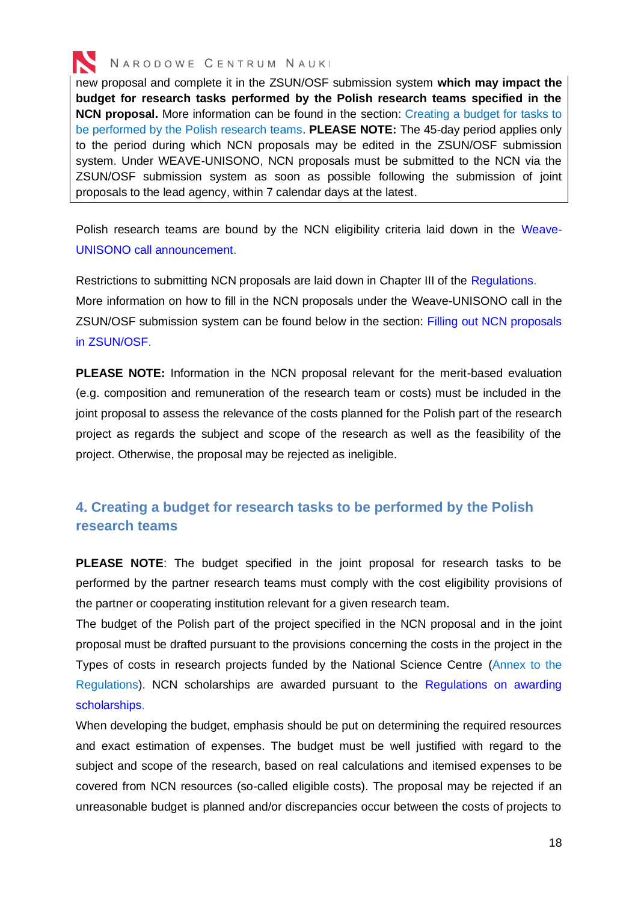new proposal and complete it in the ZSUN/OSF submission system **which may impact the budget for research tasks performed by the Polish research teams specified in the NCN proposal.** More information can be found in the section: Creating a budget for tasks to be performed by the Polish research teams. **PLEASE NOTE:** The 45-day period applies only to the period during which NCN proposals may be edited in the ZSUN/OSF submission system. Under WEAVE-UNISONO, NCN proposals must be submitted to the NCN via the ZSUN/OSF submission system as soon as possible following the submission of joint proposals to the lead agency, within 7 calendar days at the latest.

Polish research teams are bound by the NCN eligibility criteria laid down in the Weave-UNISONO call announcement.

Restrictions to submitting NCN proposals are laid down in Chapter III of the Regulations.
More information on how to fill in the NCN proposals under the Weave-UNISONO call in the ZSUN/OSF submission system can be found below in the section: Filling out NCN proposals in ZSUN/OSF.

**PLEASE NOTE:** Information in the NCN proposal relevant for the merit-based evaluation (e.g. composition and remuneration of the research team or costs) must be included in the joint proposal to assess the relevance of the costs planned for the Polish part of the research project as regards the subject and scope of the research as well as the feasibility of the project. Otherwise, the proposal may be rejected as ineligible.

## 4. Creating a budget for research tasks to be performed by the Polish research teams

**PLEASE NOTE**: The budget specified in the joint proposal for research tasks to be performed by the partner research teams must comply with the cost eligibility provisions of the partner or cooperating institution relevant for a given research team.
The budget of the Polish part of the project specified in the NCN proposal and in the joint proposal must be drafted pursuant to the provisions concerning the costs in the project in the Types of costs in research projects funded by the National Science Centre (Annex to the Regulations). NCN scholarships are awarded pursuant to the Regulations on awarding scholarships.
When developing the budget, emphasis should be put on determining the required resources and exact estimation of expenses. The budget must be well justified with regard to the subject and scope of the research, based on real calculations and itemised expenses to be covered from NCN resources (so-called eligible costs). The proposal may be rejected if an unreasonable budget is planned and/or discrepancies occur between the costs of projects to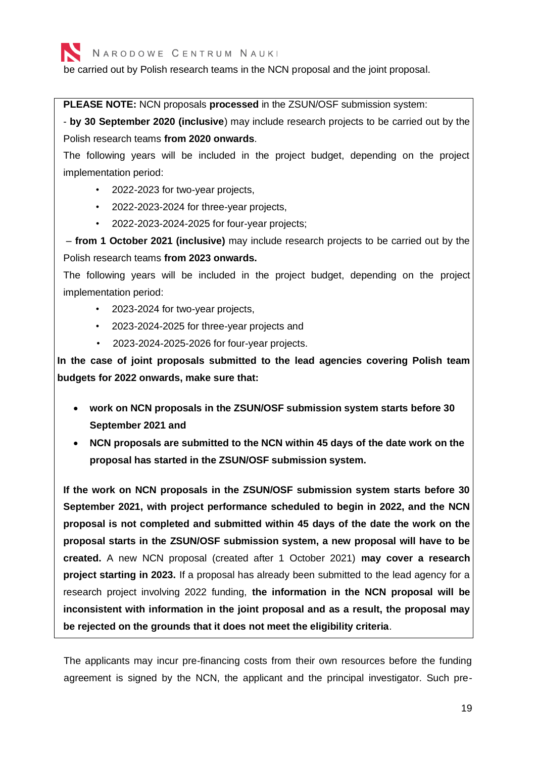be carried out by Polish research teams in the NCN proposal and the joint proposal.

**PLEASE NOTE:** NCN proposals **processed** in the ZSUN/OSF submission system:

- **by 30 September 2020 (inclusive**) may include research projects to be carried out by the Polish research teams **from 2020 onwards**.

The following years will be included in the project budget, depending on the project implementation period:

- 2022-2023 for two-year projects,
- 2022-2023-2024 for three-year projects,
- 2022-2023-2024-2025 for four-year projects;

– **from 1 October 2021 (inclusive)** may include research projects to be carried out by the Polish research teams **from 2023 onwards.**

The following years will be included in the project budget, depending on the project implementation period:

- 2023-2024 for two-year projects,
- 2023-2024-2025 for three-year projects and
- 2023-2024-2025-2026 for four-year projects.

**In the case of joint proposals submitted to the lead agencies covering Polish team budgets for 2022 onwards, make sure that:**

- **work on NCN proposals in the ZSUN/OSF submission system starts before 30 September 2021 and**
- **NCN proposals are submitted to the NCN within 45 days of the date work on the proposal has started in the ZSUN/OSF submission system.**

**If the work on NCN proposals in the ZSUN/OSF submission system starts before 30 September 2021, with project performance scheduled to begin in 2022, and the NCN proposal is not completed and submitted within 45 days of the date the work on the proposal starts in the ZSUN/OSF submission system, a new proposal will have to be created.** A new NCN proposal (created after 1 October 2021) **may cover a research project starting in 2023.** If a proposal has already been submitted to the lead agency for a research project involving 2022 funding, **the information in the NCN proposal will be inconsistent with information in the joint proposal and as a result, the proposal may be rejected on the grounds that it does not meet the eligibility criteria**.

The applicants may incur pre-financing costs from their own resources before the funding agreement is signed by the NCN, the applicant and the principal investigator. Such pre-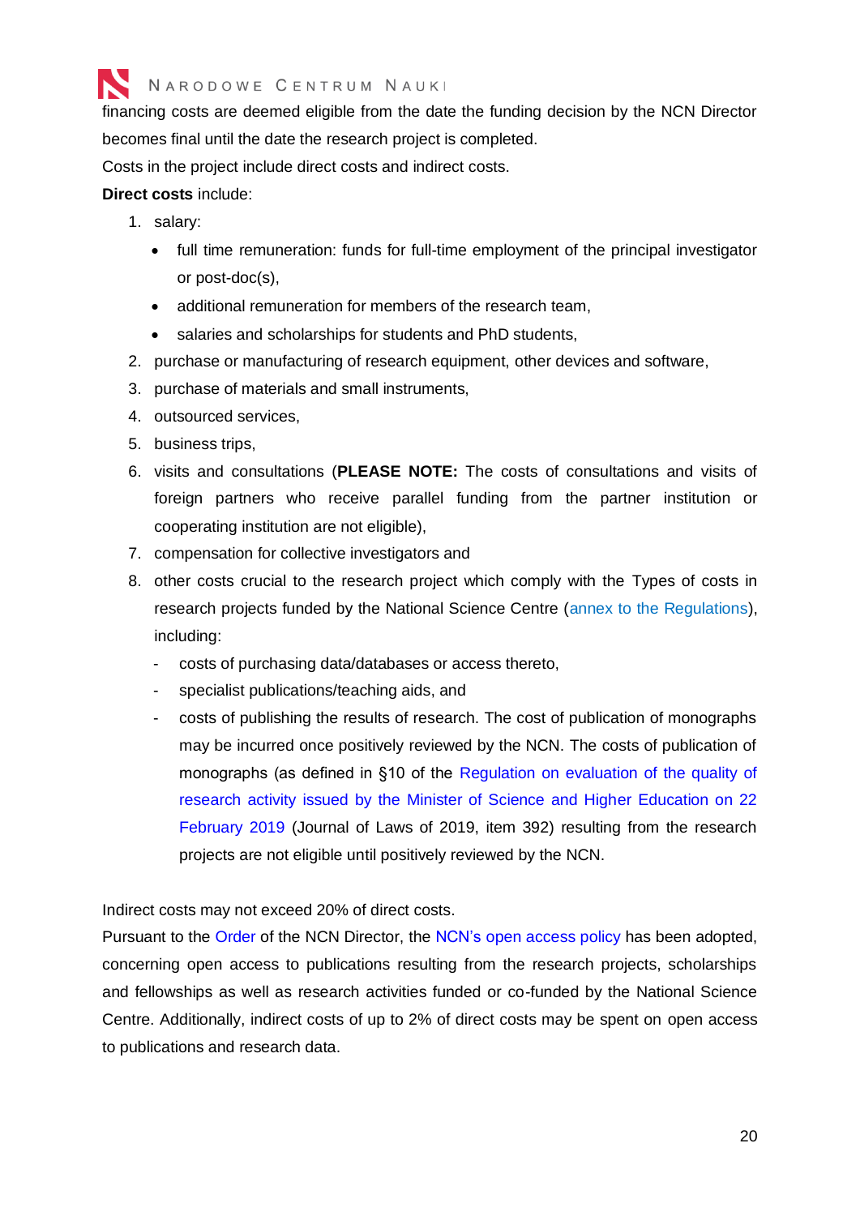financing costs are deemed eligible from the date the funding decision by the NCN Director becomes final until the date the research project is completed.

Costs in the project include direct costs and indirect costs.

**Direct costs** include:

1. salary:
   - full time remuneration: funds for full-time employment of the principal investigator or post-doc(s),
   - additional remuneration for members of the research team,
   - salaries and scholarships for students and PhD students,
2. purchase or manufacturing of research equipment, other devices and software,
3. purchase of materials and small instruments,
4. outsourced services,
5. business trips,
6. visits and consultations (**PLEASE NOTE:** The costs of consultations and visits of foreign partners who receive parallel funding from the partner institution or cooperating institution are not eligible),
7. compensation for collective investigators and
8. other costs crucial to the research project which comply with the Types of costs in research projects funded by the National Science Centre (annex to the Regulations), including:
   - costs of purchasing data/databases or access thereto,
   - specialist publications/teaching aids, and
   - costs of publishing the results of research. The cost of publication of monographs may be incurred once positively reviewed by the NCN. The costs of publication of monographs (as defined in §10 of the Regulation on evaluation of the quality of research activity issued by the Minister of Science and Higher Education on 22 February 2019 (Journal of Laws of 2019, item 392) resulting from the research projects are not eligible until positively reviewed by the NCN.

Indirect costs may not exceed 20% of direct costs.

Pursuant to the Order of the NCN Director, the NCN's open access policy has been adopted, concerning open access to publications resulting from the research projects, scholarships and fellowships as well as research activities funded or co-funded by the National Science Centre. Additionally, indirect costs of up to 2% of direct costs may be spent on open access to publications and research data.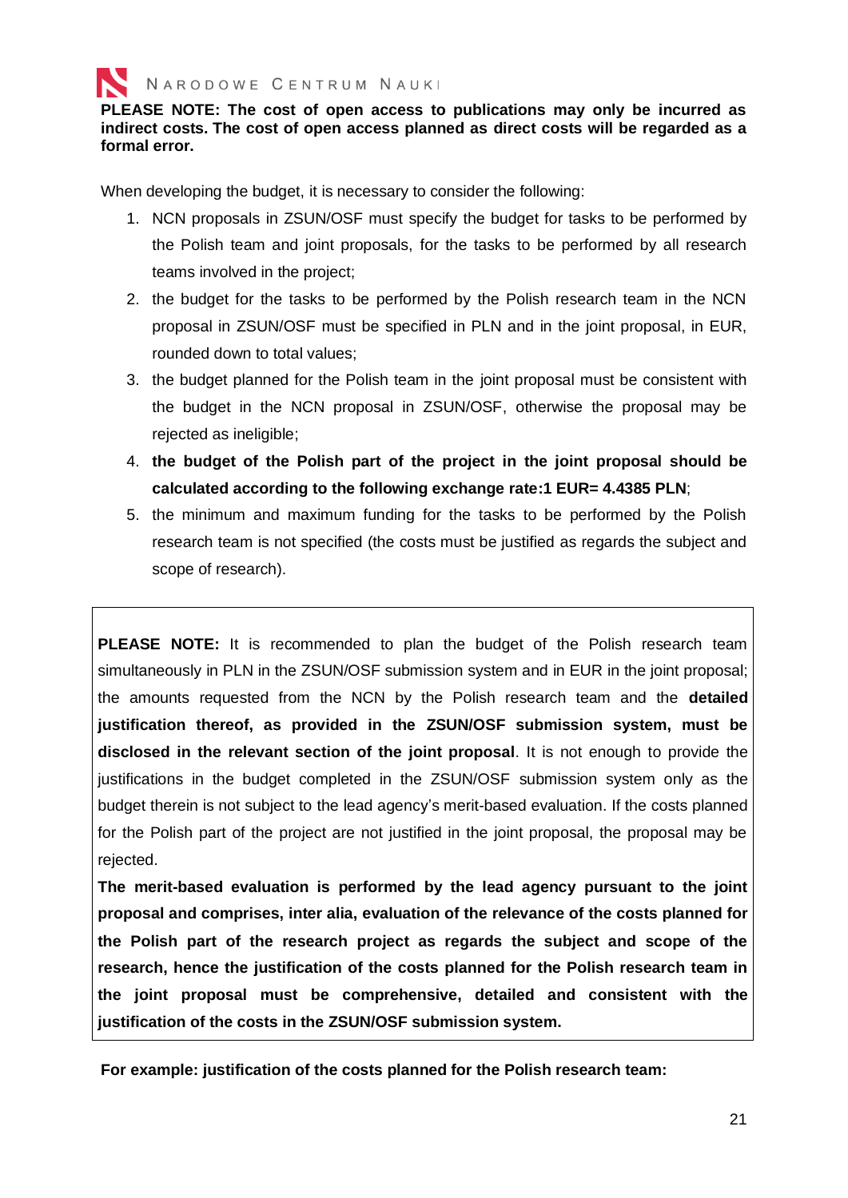**PLEASE NOTE: The cost of open access to publications may only be incurred as indirect costs. The cost of open access planned as direct costs will be regarded as a formal error.**

When developing the budget, it is necessary to consider the following:

1. NCN proposals in ZSUN/OSF must specify the budget for tasks to be performed by the Polish team and joint proposals, for the tasks to be performed by all research teams involved in the project;
2. the budget for the tasks to be performed by the Polish research team in the NCN proposal in ZSUN/OSF must be specified in PLN and in the joint proposal, in EUR, rounded down to total values;
3. the budget planned for the Polish team in the joint proposal must be consistent with the budget in the NCN proposal in ZSUN/OSF, otherwise the proposal may be rejected as ineligible;
4. **the budget of the Polish part of the project in the joint proposal should be calculated according to the following exchange rate:1 EUR= 4.4385 PLN**;
5. the minimum and maximum funding for the tasks to be performed by the Polish research team is not specified (the costs must be justified as regards the subject and scope of research).

**PLEASE NOTE:** It is recommended to plan the budget of the Polish research team simultaneously in PLN in the ZSUN/OSF submission system and in EUR in the joint proposal; the amounts requested from the NCN by the Polish research team and the **detailed justification thereof, as provided in the ZSUN/OSF submission system, must be disclosed in the relevant section of the joint proposal**. It is not enough to provide the justifications in the budget completed in the ZSUN/OSF submission system only as the budget therein is not subject to the lead agency's merit-based evaluation. If the costs planned for the Polish part of the project are not justified in the joint proposal, the proposal may be rejected.

**The merit-based evaluation is performed by the lead agency pursuant to the joint proposal and comprises, inter alia, evaluation of the relevance of the costs planned for the Polish part of the research project as regards the subject and scope of the research, hence the justification of the costs planned for the Polish research team in the joint proposal must be comprehensive, detailed and consistent with the justification of the costs in the ZSUN/OSF submission system.**

**For example: justification of the costs planned for the Polish research team:**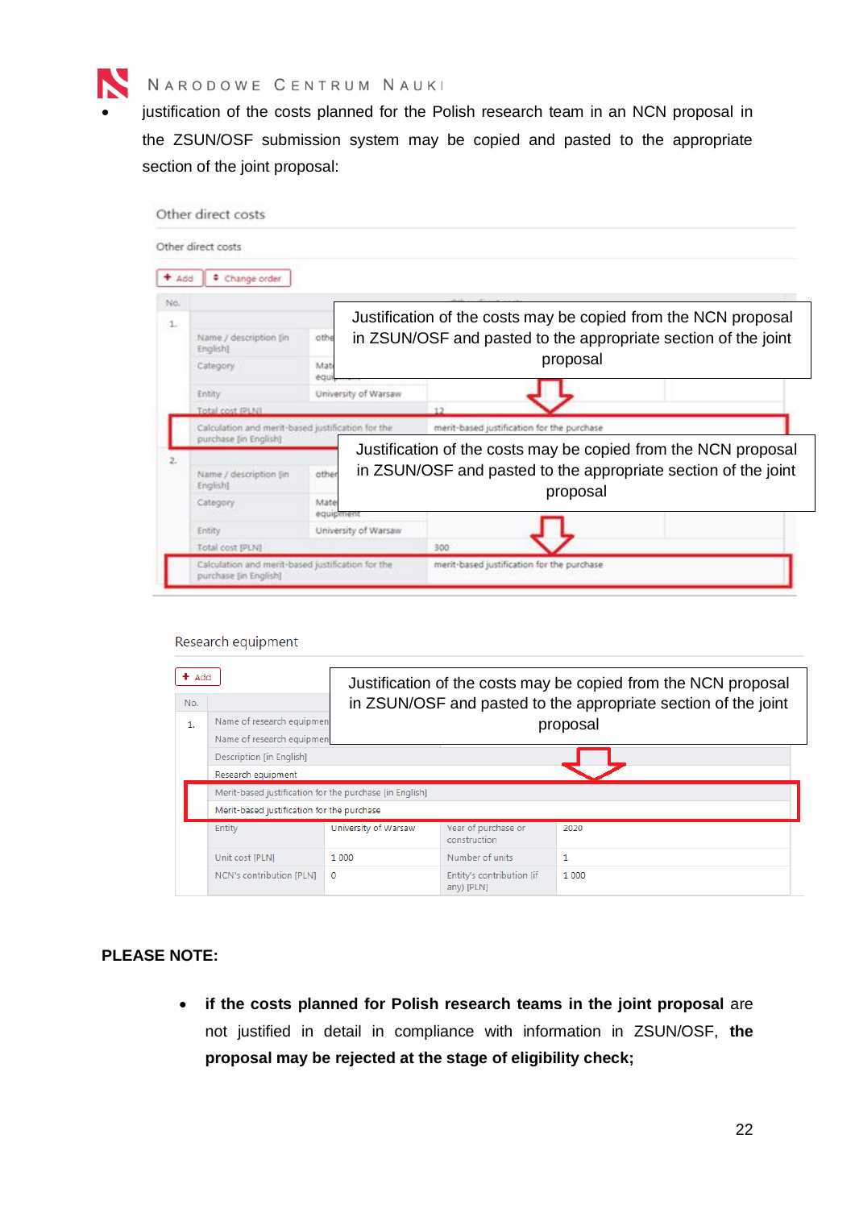- justification of the costs planned for the Polish research team in an NCN proposal in the ZSUN/OSF submission system may be copied and pasted to the appropriate section of the joint proposal:

Other direct costs

Other direct costs

| No. | | | |
|---|---|---|---|
| 1. | Name / description [in English] | othe | |
| | Category | Mat equ | |
| | Entity | University of Warsaw | |
| | Total cost [PLN] | | 12 |
| | Calculation and merit-based justification for the purchase [in English] | | merit-based justification for the purchase |
| 2. | Name / description [in English] | other | |
| | Category | Mate equipment | |
| | Entity | University of Warsaw | |
| | Total cost [PLN] | | 300 |
| | Calculation and merit-based justification for the purchase [in English] | | merit-based justification for the purchase |

Justification of the costs may be copied from the NCN proposal in ZSUN/OSF and pasted to the appropriate section of the joint proposal

Justification of the costs may be copied from the NCN proposal in ZSUN/OSF and pasted to the appropriate section of the joint proposal

Research equipment

| No. | | | | |
|---|---|---|---|---|
| 1. | Name of research equipmen | | | |
| | Name of research equipmen | | | |
| | Description [in English] | | | |
| | Research equipment | | | |
| | Merit-based justification for the purchase [in English] | | | |
| | Merit-based justification for the purchase | | | |
| | Entity | University of Warsaw | Year of purchase or construction | 2020 |
| | Unit cost [PLN] | 1 000 | Number of units | 1 |
| | NCN's contribution [PLN] | 0 | Entity's contribution (if any) [PLN] | 1 000 |

Justification of the costs may be copied from the NCN proposal in ZSUN/OSF and pasted to the appropriate section of the joint proposal

**PLEASE NOTE:**

- **if the costs planned for Polish research teams in the joint proposal** are not justified in detail in compliance with information in ZSUN/OSF, **the proposal may be rejected at the stage of eligibility check;**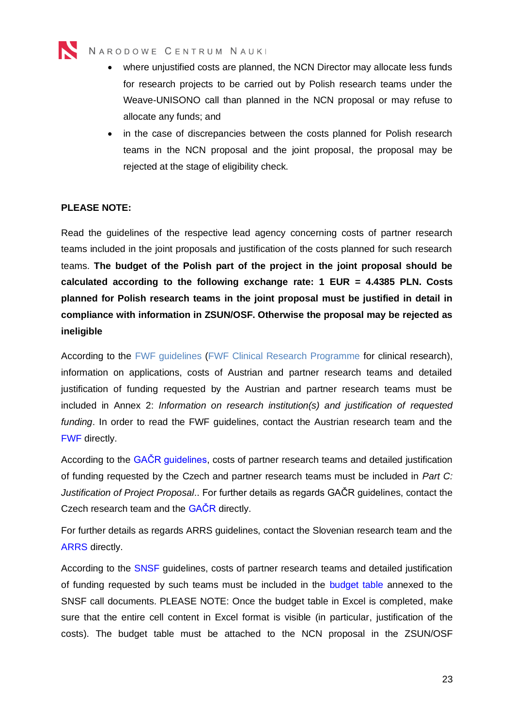- where unjustified costs are planned, the NCN Director may allocate less funds for research projects to be carried out by Polish research teams under the Weave-UNISONO call than planned in the NCN proposal or may refuse to allocate any funds; and
- in the case of discrepancies between the costs planned for Polish research teams in the NCN proposal and the joint proposal, the proposal may be rejected at the stage of eligibility check.

**PLEASE NOTE:**

Read the guidelines of the respective lead agency concerning costs of partner research teams included in the joint proposals and justification of the costs planned for such research teams. **The budget of the Polish part of the project in the joint proposal should be calculated according to the following exchange rate: 1 EUR = 4.4385 PLN. Costs planned for Polish research teams in the joint proposal must be justified in detail in compliance with information in ZSUN/OSF. Otherwise the proposal may be rejected as ineligible**

According to the FWF guidelines (FWF Clinical Research Programme for clinical research), information on applications, costs of Austrian and partner research teams and detailed justification of funding requested by the Austrian and partner research teams must be included in Annex 2: *Information on research institution(s) and justification of requested funding*. In order to read the FWF guidelines, contact the Austrian research team and the FWF directly.

According to the GAČR guidelines, costs of partner research teams and detailed justification of funding requested by the Czech and partner research teams must be included in *Part C: Justification of Project Proposal*.. For further details as regards GAČR guidelines, contact the Czech research team and the GAČR directly.

For further details as regards ARRS guidelines, contact the Slovenian research team and the ARRS directly.

According to the SNSF guidelines, costs of partner research teams and detailed justification of funding requested by such teams must be included in the budget table annexed to the SNSF call documents. PLEASE NOTE: Once the budget table in Excel is completed, make sure that the entire cell content in Excel format is visible (in particular, justification of the costs). The budget table must be attached to the NCN proposal in the ZSUN/OSF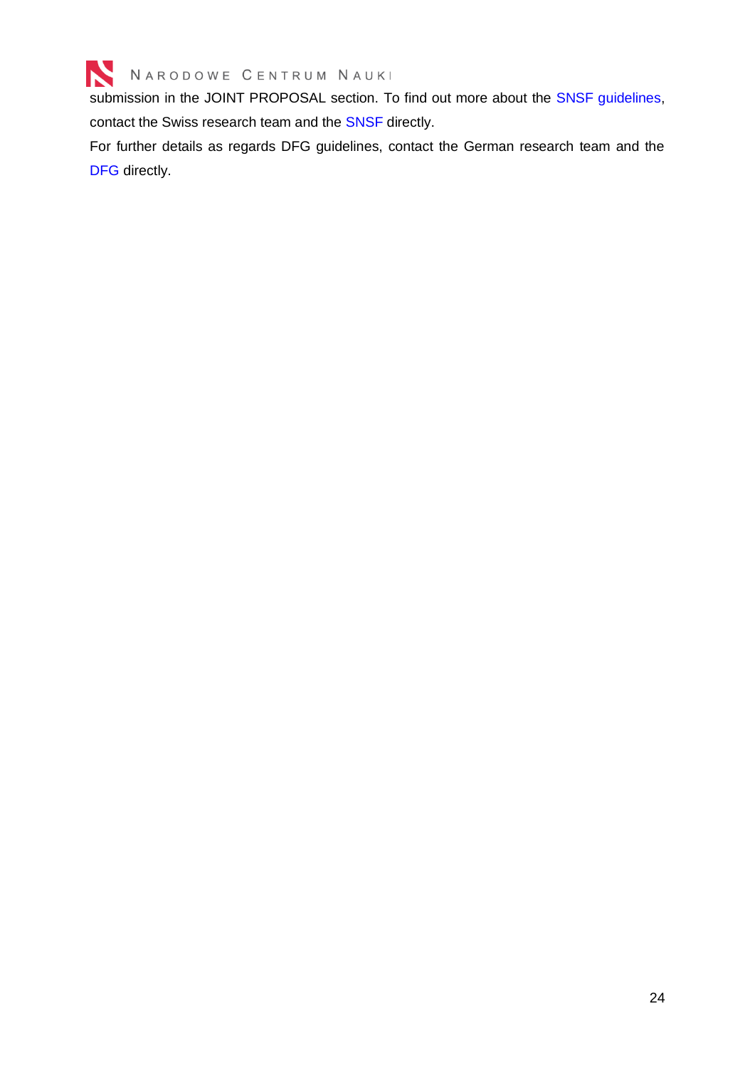submission in the JOINT PROPOSAL section. To find out more about the SNSF guidelines, contact the Swiss research team and the SNSF directly.

For further details as regards DFG guidelines, contact the German research team and the DFG directly.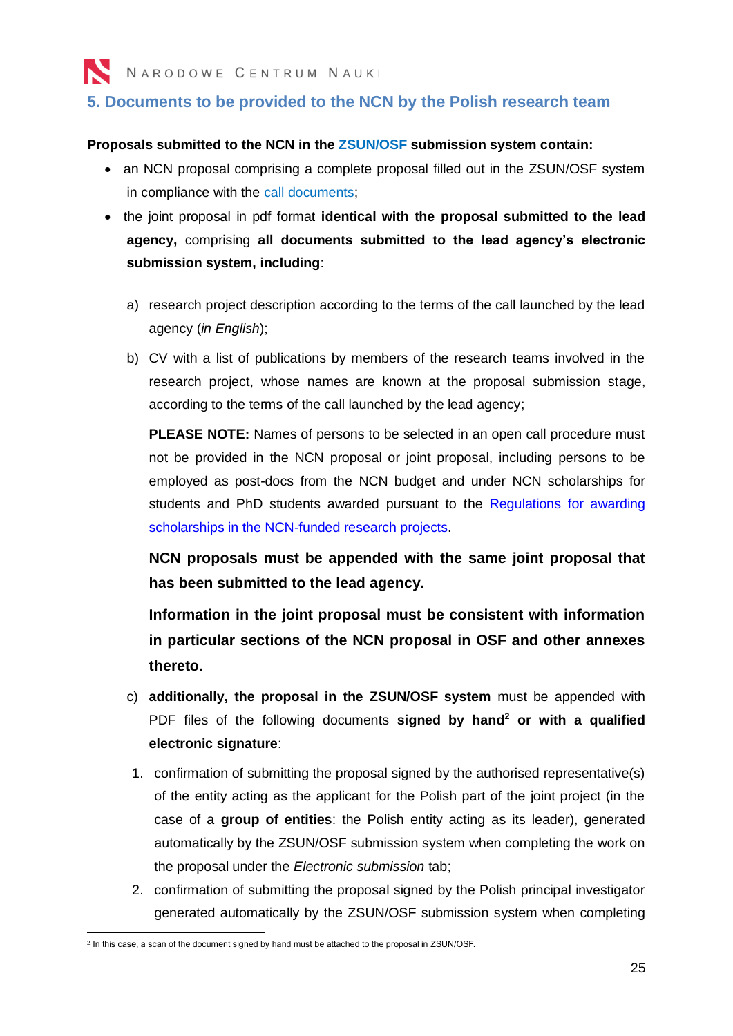## 5. Documents to be provided to the NCN by the Polish research team

**Proposals submitted to the NCN in the ZSUN/OSF submission system contain:**

- an NCN proposal comprising a complete proposal filled out in the ZSUN/OSF system in compliance with the call documents;
- the joint proposal in pdf format **identical with the proposal submitted to the lead agency,** comprising **all documents submitted to the lead agency's electronic submission system, including**:

   a) research project description according to the terms of the call launched by the lead agency (*in English*);

   b) CV with a list of publications by members of the research teams involved in the research project, whose names are known at the proposal submission stage, according to the terms of the call launched by the lead agency;

   **PLEASE NOTE:** Names of persons to be selected in an open call procedure must not be provided in the NCN proposal or joint proposal, including persons to be employed as post-docs from the NCN budget and under NCN scholarships for students and PhD students awarded pursuant to the Regulations for awarding scholarships in the NCN-funded research projects.

   **NCN proposals must be appended with the same joint proposal that has been submitted to the lead agency.**

   **Information in the joint proposal must be consistent with information in particular sections of the NCN proposal in OSF and other annexes thereto.**

   c) **additionally, the proposal in the ZSUN/OSF system** must be appended with PDF files of the following documents **signed by hand**[2] **or with a qualified electronic signature**:

   1. confirmation of submitting the proposal signed by the authorised representative(s) of the entity acting as the applicant for the Polish part of the joint project (in the case of a **group of entities**: the Polish entity acting as its leader), generated automatically by the ZSUN/OSF submission system when completing the work on the proposal under the *Electronic submission* tab;
   2. confirmation of submitting the proposal signed by the Polish principal investigator generated automatically by the ZSUN/OSF submission system when completing

[2] In this case, a scan of the document signed by hand must be attached to the proposal in ZSUN/OSF.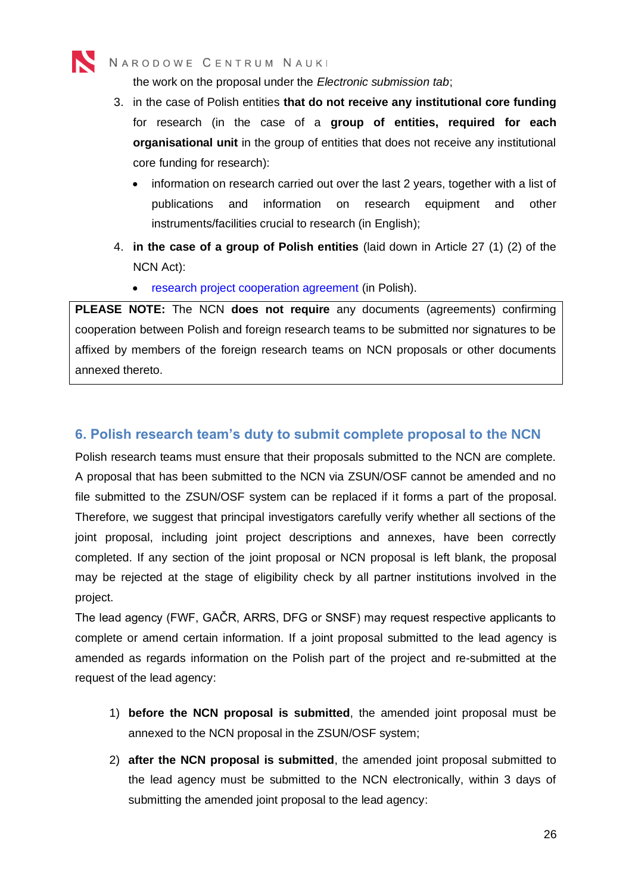the work on the proposal under the *Electronic submission tab*;

3. in the case of Polish entities **that do not receive any institutional core funding** for research (in the case of a **group of entities, required for each organisational unit** in the group of entities that does not receive any institutional core funding for research):
   - information on research carried out over the last 2 years, together with a list of publications and information on research equipment and other instruments/facilities crucial to research (in English);
4. **in the case of a group of Polish entities** (laid down in Article 27 (1) (2) of the NCN Act):
   - research project cooperation agreement (in Polish).

**PLEASE NOTE:** The NCN **does not require** any documents (agreements) confirming cooperation between Polish and foreign research teams to be submitted nor signatures to be affixed by members of the foreign research teams on NCN proposals or other documents annexed thereto.

## 6. Polish research team's duty to submit complete proposal to the NCN

Polish research teams must ensure that their proposals submitted to the NCN are complete. A proposal that has been submitted to the NCN via ZSUN/OSF cannot be amended and no file submitted to the ZSUN/OSF system can be replaced if it forms a part of the proposal. Therefore, we suggest that principal investigators carefully verify whether all sections of the joint proposal, including joint project descriptions and annexes, have been correctly completed. If any section of the joint proposal or NCN proposal is left blank, the proposal may be rejected at the stage of eligibility check by all partner institutions involved in the project.

The lead agency (FWF, GAČR, ARRS, DFG or SNSF) may request respective applicants to complete or amend certain information. If a joint proposal submitted to the lead agency is amended as regards information on the Polish part of the project and re-submitted at the request of the lead agency:

1) **before the NCN proposal is submitted**, the amended joint proposal must be annexed to the NCN proposal in the ZSUN/OSF system;

2) **after the NCN proposal is submitted**, the amended joint proposal submitted to the lead agency must be submitted to the NCN electronically, within 3 days of submitting the amended joint proposal to the lead agency: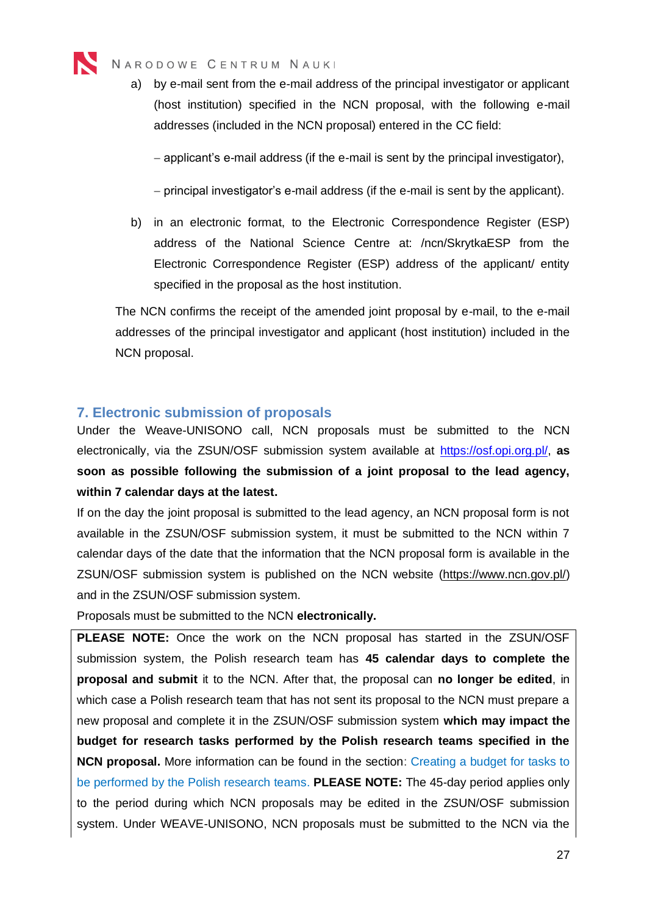a) by e-mail sent from the e-mail address of the principal investigator or applicant (host institution) specified in the NCN proposal, with the following e-mail addresses (included in the NCN proposal) entered in the CC field:

   – applicant's e-mail address (if the e-mail is sent by the principal investigator),

   – principal investigator's e-mail address (if the e-mail is sent by the applicant).

b) in an electronic format, to the Electronic Correspondence Register (ESP) address of the National Science Centre at: /ncn/SkrytkaESP from the Electronic Correspondence Register (ESP) address of the applicant/ entity specified in the proposal as the host institution.

The NCN confirms the receipt of the amended joint proposal by e-mail, to the e-mail addresses of the principal investigator and applicant (host institution) included in the NCN proposal.

## 7. Electronic submission of proposals

Under the Weave-UNISONO call, NCN proposals must be submitted to the NCN electronically, via the ZSUN/OSF submission system available at https://osf.opi.org.pl/, **as soon as possible following the submission of a joint proposal to the lead agency, within 7 calendar days at the latest.**

If on the day the joint proposal is submitted to the lead agency, an NCN proposal form is not available in the ZSUN/OSF submission system, it must be submitted to the NCN within 7 calendar days of the date that the information that the NCN proposal form is available in the ZSUN/OSF submission system is published on the NCN website (https://www.ncn.gov.pl/) and in the ZSUN/OSF submission system.

Proposals must be submitted to the NCN **electronically.**

**PLEASE NOTE:** Once the work on the NCN proposal has started in the ZSUN/OSF submission system, the Polish research team has **45 calendar days to complete the proposal and submit** it to the NCN. After that, the proposal can **no longer be edited**, in which case a Polish research team that has not sent its proposal to the NCN must prepare a new proposal and complete it in the ZSUN/OSF submission system **which may impact the budget for research tasks performed by the Polish research teams specified in the NCN proposal.** More information can be found in the section: Creating a budget for tasks to be performed by the Polish research teams. **PLEASE NOTE:** The 45-day period applies only to the period during which NCN proposals may be edited in the ZSUN/OSF submission system. Under WEAVE-UNISONO, NCN proposals must be submitted to the NCN via the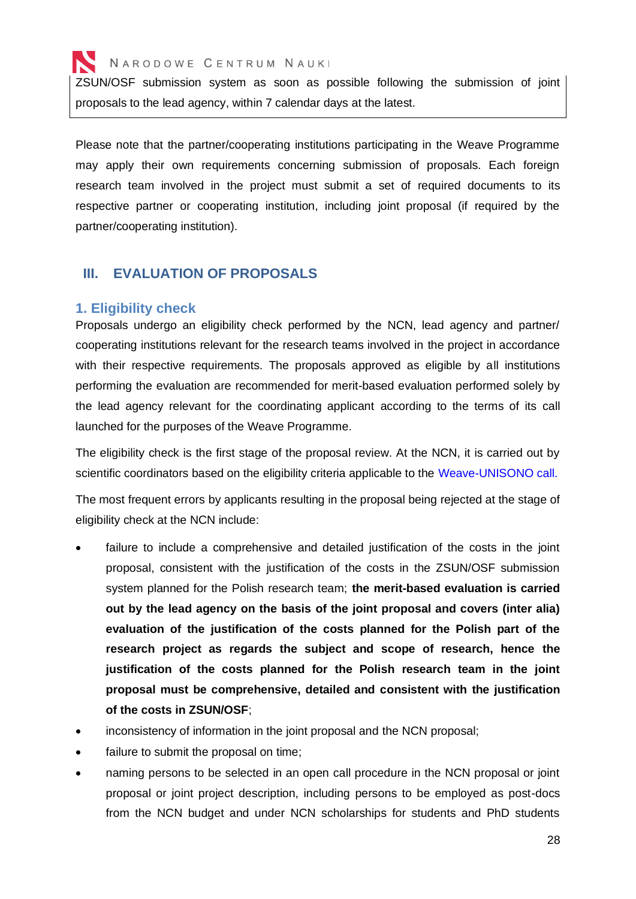ZSUN/OSF submission system as soon as possible following the submission of joint proposals to the lead agency, within 7 calendar days at the latest.

Please note that the partner/cooperating institutions participating in the Weave Programme may apply their own requirements concerning submission of proposals. Each foreign research team involved in the project must submit a set of required documents to its respective partner or cooperating institution, including joint proposal (if required by the partner/cooperating institution).

## III. EVALUATION OF PROPOSALS

### 1. Eligibility check

Proposals undergo an eligibility check performed by the NCN, lead agency and partner/ cooperating institutions relevant for the research teams involved in the project in accordance with their respective requirements. The proposals approved as eligible by all institutions performing the evaluation are recommended for merit-based evaluation performed solely by the lead agency relevant for the coordinating applicant according to the terms of its call launched for the purposes of the Weave Programme.

The eligibility check is the first stage of the proposal review. At the NCN, it is carried out by scientific coordinators based on the eligibility criteria applicable to the Weave-UNISONO call.

The most frequent errors by applicants resulting in the proposal being rejected at the stage of eligibility check at the NCN include:

- failure to include a comprehensive and detailed justification of the costs in the joint proposal, consistent with the justification of the costs in the ZSUN/OSF submission system planned for the Polish research team; **the merit-based evaluation is carried out by the lead agency on the basis of the joint proposal and covers (inter alia) evaluation of the justification of the costs planned for the Polish part of the research project as regards the subject and scope of research, hence the justification of the costs planned for the Polish research team in the joint proposal must be comprehensive, detailed and consistent with the justification of the costs in ZSUN/OSF**;
- inconsistency of information in the joint proposal and the NCN proposal;
- failure to submit the proposal on time;
- naming persons to be selected in an open call procedure in the NCN proposal or joint proposal or joint project description, including persons to be employed as post-docs from the NCN budget and under NCN scholarships for students and PhD students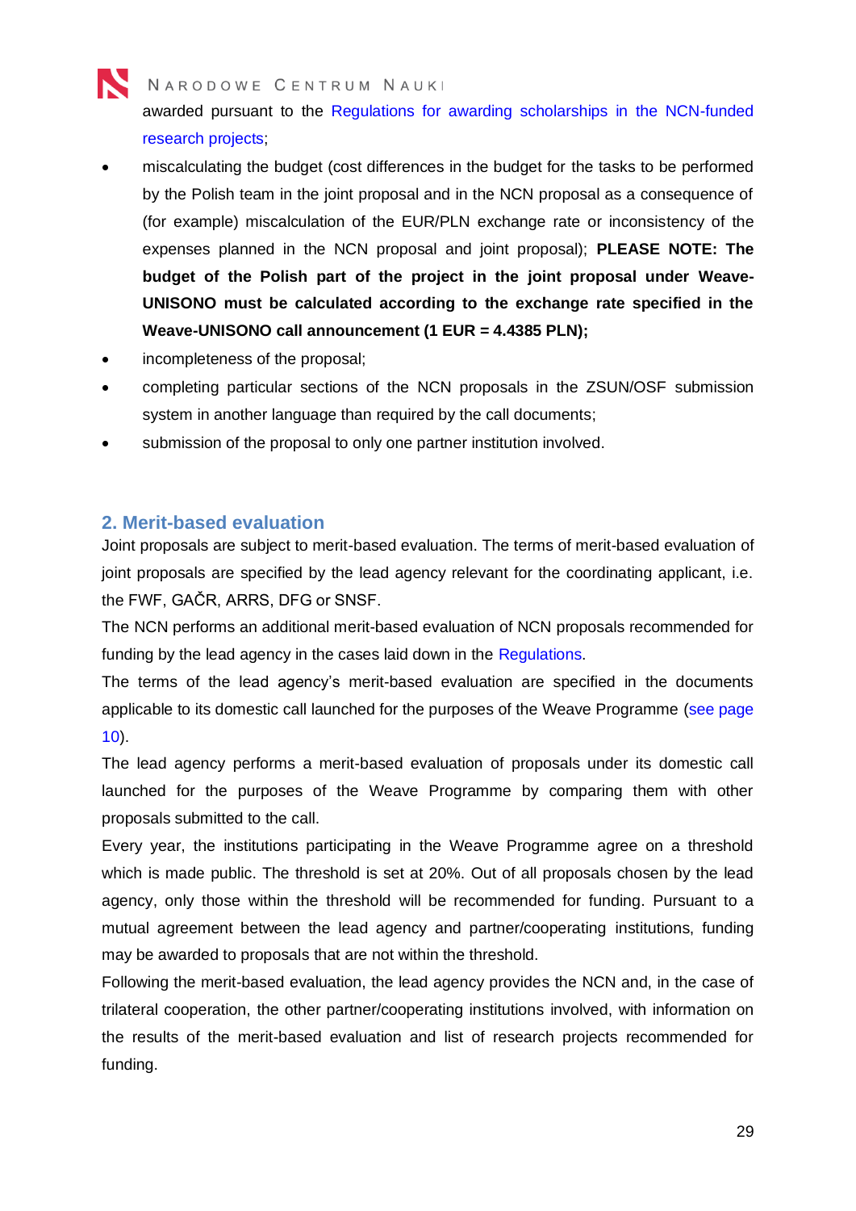awarded pursuant to the Regulations for awarding scholarships in the NCN-funded research projects;

- miscalculating the budget (cost differences in the budget for the tasks to be performed by the Polish team in the joint proposal and in the NCN proposal as a consequence of (for example) miscalculation of the EUR/PLN exchange rate or inconsistency of the expenses planned in the NCN proposal and joint proposal); **PLEASE NOTE: The budget of the Polish part of the project in the joint proposal under Weave-UNISONO must be calculated according to the exchange rate specified in the Weave-UNISONO call announcement (1 EUR = 4.4385 PLN);**
- incompleteness of the proposal;
- completing particular sections of the NCN proposals in the ZSUN/OSF submission system in another language than required by the call documents;
- submission of the proposal to only one partner institution involved.

## 2. Merit-based evaluation

Joint proposals are subject to merit-based evaluation. The terms of merit-based evaluation of joint proposals are specified by the lead agency relevant for the coordinating applicant, i.e. the FWF, GAČR, ARRS, DFG or SNSF.

The NCN performs an additional merit-based evaluation of NCN proposals recommended for funding by the lead agency in the cases laid down in the Regulations.

The terms of the lead agency's merit-based evaluation are specified in the documents applicable to its domestic call launched for the purposes of the Weave Programme (see page 10).

The lead agency performs a merit-based evaluation of proposals under its domestic call launched for the purposes of the Weave Programme by comparing them with other proposals submitted to the call.

Every year, the institutions participating in the Weave Programme agree on a threshold which is made public. The threshold is set at 20%. Out of all proposals chosen by the lead agency, only those within the threshold will be recommended for funding. Pursuant to a mutual agreement between the lead agency and partner/cooperating institutions, funding may be awarded to proposals that are not within the threshold.

Following the merit-based evaluation, the lead agency provides the NCN and, in the case of trilateral cooperation, the other partner/cooperating institutions involved, with information on the results of the merit-based evaluation and list of research projects recommended for funding.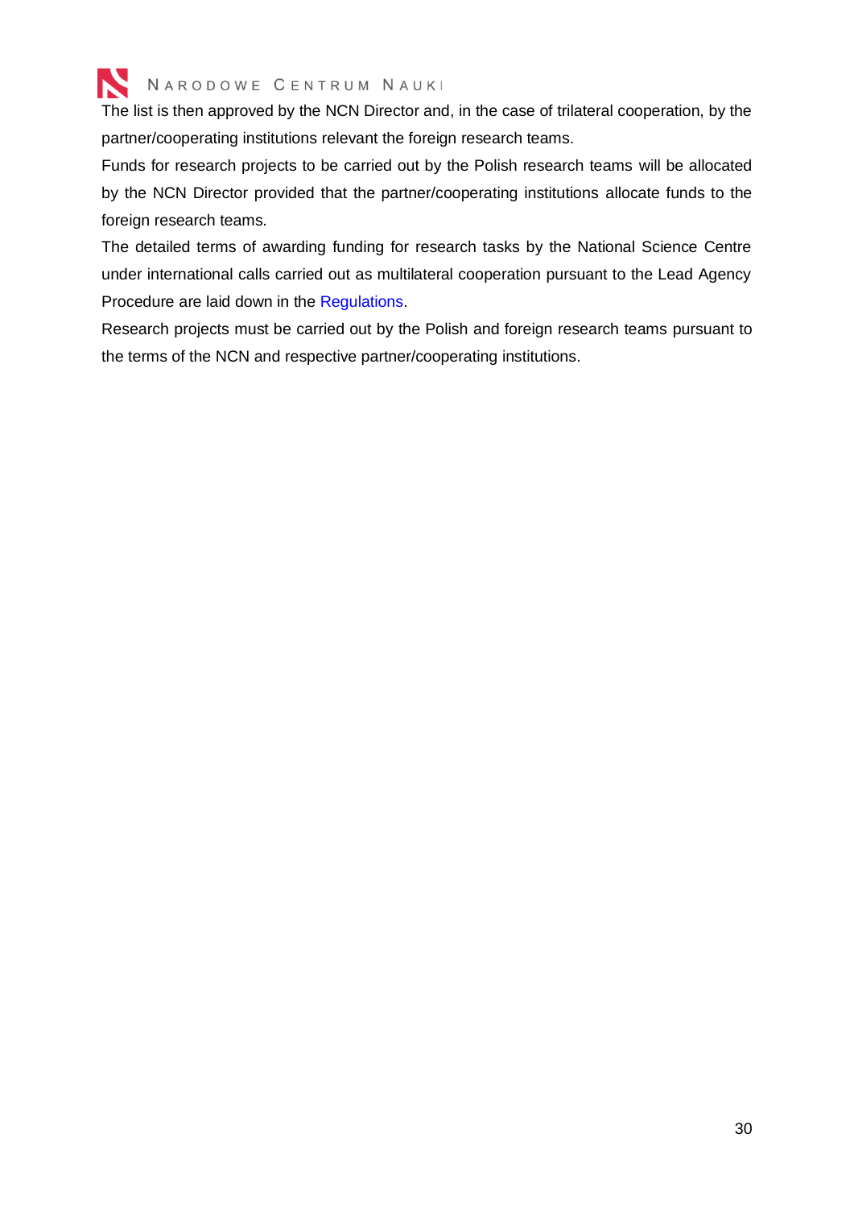The list is then approved by the NCN Director and, in the case of trilateral cooperation, by the partner/cooperating institutions relevant the foreign research teams.

Funds for research projects to be carried out by the Polish research teams will be allocated by the NCN Director provided that the partner/cooperating institutions allocate funds to the foreign research teams.

The detailed terms of awarding funding for research tasks by the National Science Centre under international calls carried out as multilateral cooperation pursuant to the Lead Agency Procedure are laid down in the Regulations.

Research projects must be carried out by the Polish and foreign research teams pursuant to the terms of the NCN and respective partner/cooperating institutions.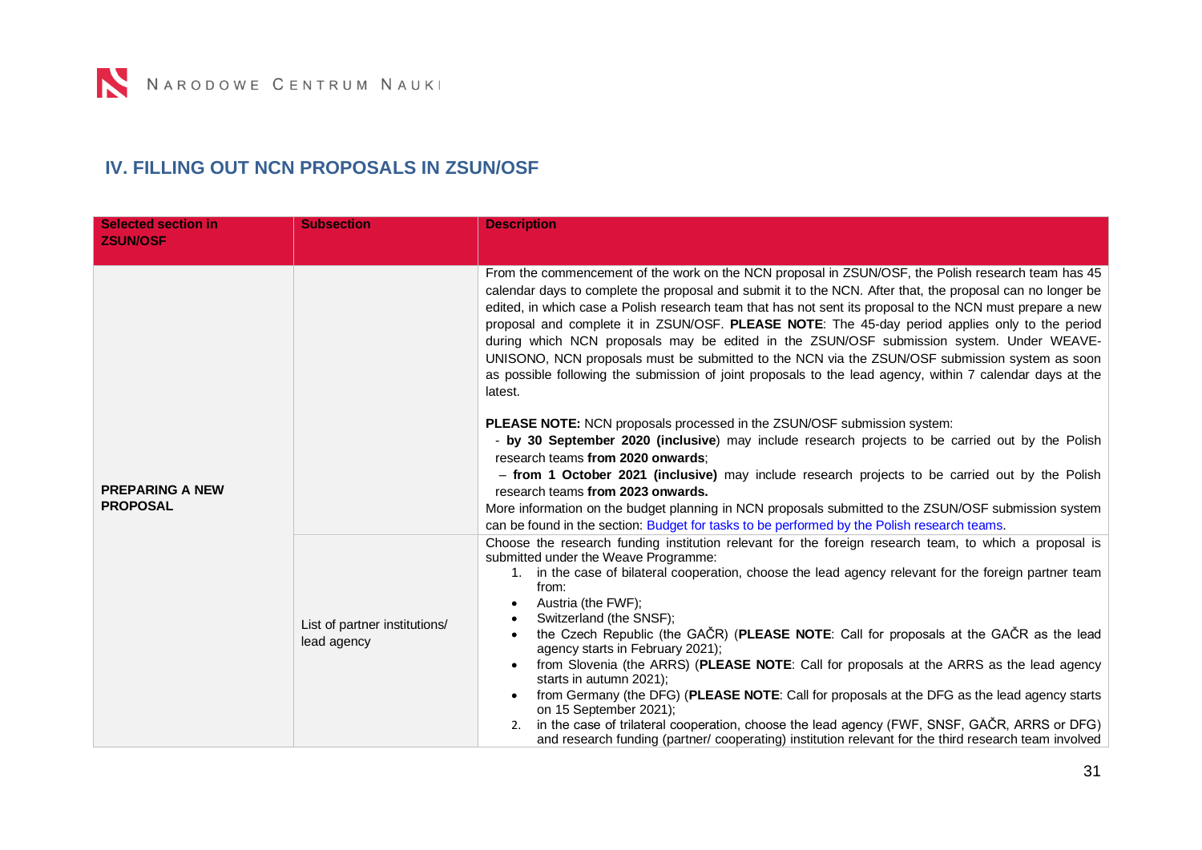## IV. FILLING OUT NCN PROPOSALS IN ZSUN/OSF

| Selected section in ZSUN/OSF | Subsection | Description |
| --- | --- | --- |
| **PREPARING A NEW PROPOSAL** | | From the commencement of the work on the NCN proposal in ZSUN/OSF, the Polish research team has 45 calendar days to complete the proposal and submit it to the NCN. After that, the proposal can no longer be edited, in which case a Polish research team that has not sent its proposal to the NCN must prepare a new proposal and complete it in ZSUN/OSF. **PLEASE NOTE**: The 45-day period applies only to the period during which NCN proposals may be edited in the ZSUN/OSF submission system. Under WEAVE-UNISONO, NCN proposals must be submitted to the NCN via the ZSUN/OSF submission system as soon as possible following the submission of joint proposals to the lead agency, within 7 calendar days at the latest.<br><br>**PLEASE NOTE:** NCN proposals processed in the ZSUN/OSF submission system:<br>- **by 30 September 2020 (inclusive)** may include research projects to be carried out by the Polish research teams **from 2020 onwards**;<br>– **from 1 October 2021 (inclusive)** may include research projects to be carried out by the Polish research teams **from 2023 onwards.**<br>More information on the budget planning in NCN proposals submitted to the ZSUN/OSF submission system can be found in the section: Budget for tasks to be performed by the Polish research teams. |
| | List of partner institutions/ lead agency | Choose the research funding institution relevant for the foreign research team, to which a proposal is submitted under the Weave Programme:<br>1. in the case of bilateral cooperation, choose the lead agency relevant for the foreign partner team from:<br>• Austria (the FWF);<br>• Switzerland (the SNSF);<br>• the Czech Republic (the GAČR) (**PLEASE NOTE**: Call for proposals at the GAČR as the lead agency starts in February 2021);<br>• from Slovenia (the ARRS) (**PLEASE NOTE**: Call for proposals at the ARRS as the lead agency starts in autumn 2021);<br>• from Germany (the DFG) (**PLEASE NOTE**: Call for proposals at the DFG as the lead agency starts on 15 September 2021);<br>2. in the case of trilateral cooperation, choose the lead agency (FWF, SNSF, GAČR, ARRS or DFG) and research funding (partner/ cooperating) institution relevant for the third research team involved |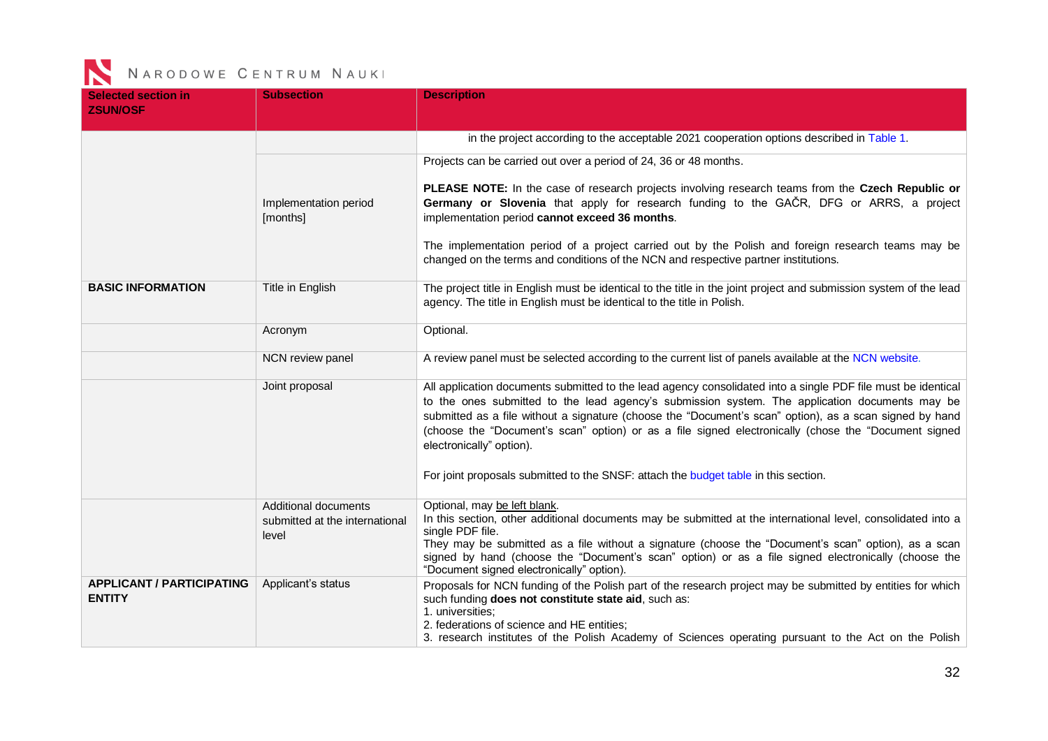| Selected section in ZSUN/OSF | Subsection | Description |
|---|---|---|
| | | in the project according to the acceptable 2021 cooperation options described in Table 1. |
| | Implementation period [months] | Projects can be carried out over a period of 24, 36 or 48 months.<br><br>**PLEASE NOTE:** In the case of research projects involving research teams from the **Czech Republic or Germany or Slovenia** that apply for research funding to the GAČR, DFG or ARRS, a project implementation period **cannot exceed 36 months**.<br><br>The implementation period of a project carried out by the Polish and foreign research teams may be changed on the terms and conditions of the NCN and respective partner institutions. |
| **BASIC INFORMATION** | Title in English | The project title in English must be identical to the title in the joint project and submission system of the lead agency. The title in English must be identical to the title in Polish. |
| | Acronym | Optional. |
| | NCN review panel | A review panel must be selected according to the current list of panels available at the NCN website. |
| | Joint proposal | All application documents submitted to the lead agency consolidated into a single PDF file must be identical to the ones submitted to the lead agency's submission system. The application documents may be submitted as a file without a signature (choose the "Document's scan" option), as a scan signed by hand (choose the "Document's scan" option) or as a file signed electronically (chose the "Document signed electronically" option).<br><br>For joint proposals submitted to the SNSF: attach the budget table in this section. |
| | Additional documents submitted at the international level | Optional, may be left blank.<br>In this section, other additional documents may be submitted at the international level, consolidated into a single PDF file.<br>They may be submitted as a file without a signature (choose the "Document's scan" option), as a scan signed by hand (choose the "Document's scan" option) or as a file signed electronically (choose the "Document signed electronically" option). |
| **APPLICANT / PARTICIPATING ENTITY** | Applicant's status | Proposals for NCN funding of the Polish part of the research project may be submitted by entities for which such funding **does not constitute state aid**, such as:<br>1. universities;<br>2. federations of science and HE entities;<br>3. research institutes of the Polish Academy of Sciences operating pursuant to the Act on the Polish |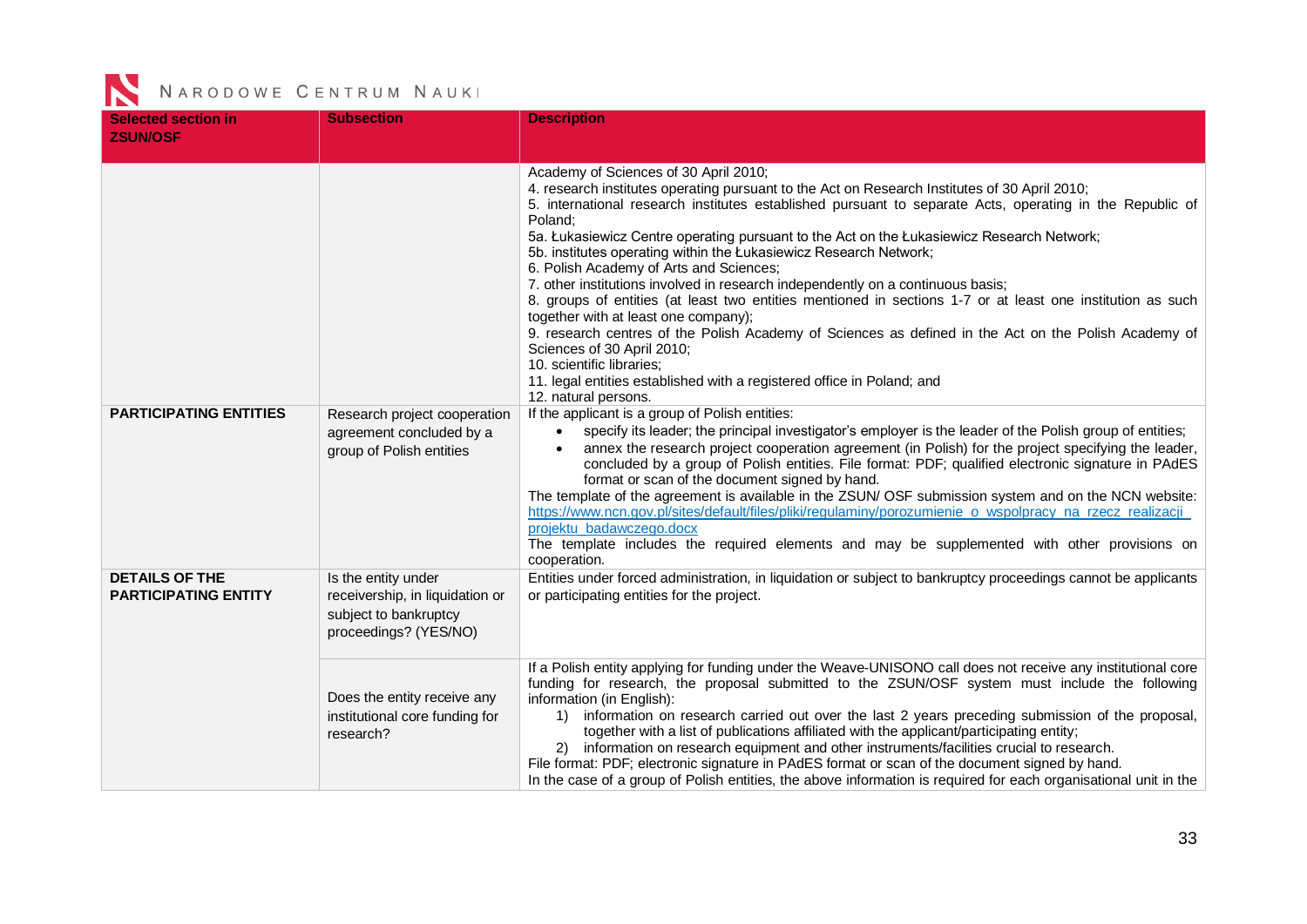| Selected section in ZSUN/OSF | Subsection | Description |
|---|---|---|
| | | Academy of Sciences of 30 April 2010;<br>4. research institutes operating pursuant to the Act on Research Institutes of 30 April 2010;<br>5. international research institutes established pursuant to separate Acts, operating in the Republic of Poland;<br>5a. Łukasiewicz Centre operating pursuant to the Act on the Łukasiewicz Research Network;<br>5b. institutes operating within the Łukasiewicz Research Network;<br>6. Polish Academy of Arts and Sciences;<br>7. other institutions involved in research independently on a continuous basis;<br>8. groups of entities (at least two entities mentioned in sections 1-7 or at least one institution as such together with at least one company);<br>9. research centres of the Polish Academy of Sciences as defined in the Act on the Polish Academy of Sciences of 30 April 2010;<br>10. scientific libraries;<br>11. legal entities established with a registered office in Poland; and<br>12. natural persons. |
| **PARTICIPATING ENTITIES** | Research project cooperation agreement concluded by a group of Polish entities | If the applicant is a group of Polish entities:<br>• specify its leader; the principal investigator's employer is the leader of the Polish group of entities;<br>• annex the research project cooperation agreement (in Polish) for the project specifying the leader, concluded by a group of Polish entities. File format: PDF; qualified electronic signature in PAdES format or scan of the document signed by hand.<br>The template of the agreement is available in the ZSUN/ OSF submission system and on the NCN website: https://www.ncn.gov.pl/sites/default/files/pliki/regulaminy/porozumienie_o_wspolpracy_na_rzecz_realizacji_projektu_badawczego.docx<br>The template includes the required elements and may be supplemented with other provisions on cooperation. |
| **DETAILS OF THE PARTICIPATING ENTITY** | Is the entity under receivership, in liquidation or subject to bankruptcy proceedings? (YES/NO) | Entities under forced administration, in liquidation or subject to bankruptcy proceedings cannot be applicants or participating entities for the project. |
| | Does the entity receive any institutional core funding for research? | If a Polish entity applying for funding under the Weave-UNISONO call does not receive any institutional core funding for research, the proposal submitted to the ZSUN/OSF system must include the following information (in English):<br>1) information on research carried out over the last 2 years preceding submission of the proposal, together with a list of publications affiliated with the applicant/participating entity;<br>2) information on research equipment and other instruments/facilities crucial to research.<br>File format: PDF; electronic signature in PAdES format or scan of the document signed by hand.<br>In the case of a group of Polish entities, the above information is required for each organisational unit in the |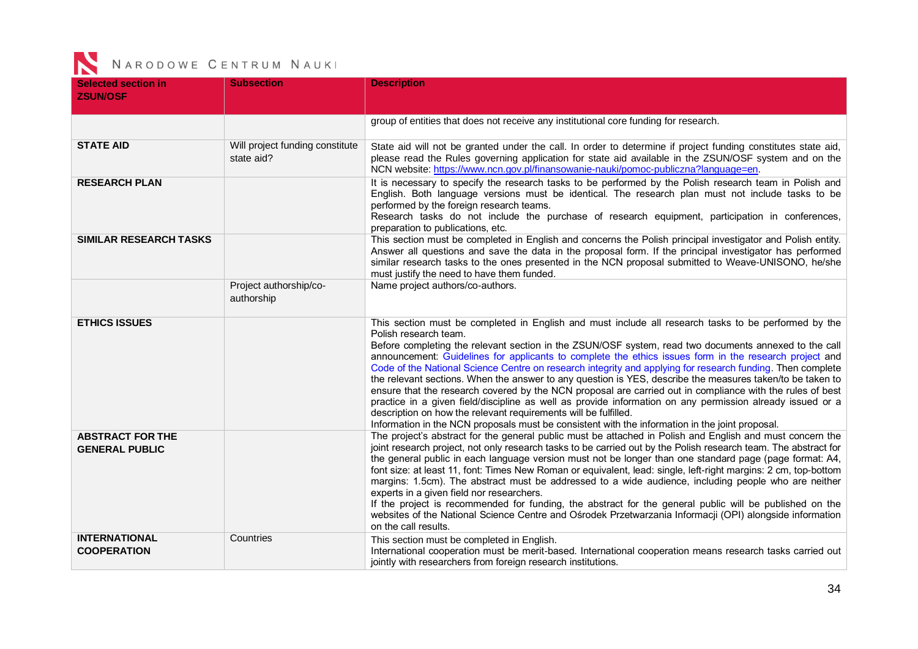| Selected section in ZSUN/OSF | Subsection | Description |
|---|---|---|
| | | group of entities that does not receive any institutional core funding for research. |
| **STATE AID** | Will project funding constitute state aid? | State aid will not be granted under the call. In order to determine if project funding constitutes state aid, please read the Rules governing application for state aid available in the ZSUN/OSF system and on the NCN website: https://www.ncn.gov.pl/finansowanie-nauki/pomoc-publiczna?language=en. |
| **RESEARCH PLAN** | | It is necessary to specify the research tasks to be performed by the Polish research team in Polish and English. Both language versions must be identical. The research plan must not include tasks to be performed by the foreign research teams.<br>Research tasks do not include the purchase of research equipment, participation in conferences, preparation to publications, etc. |
| **SIMILAR RESEARCH TASKS** | | This section must be completed in English and concerns the Polish principal investigator and Polish entity. Answer all questions and save the data in the proposal form. If the principal investigator has performed similar research tasks to the ones presented in the NCN proposal submitted to Weave-UNISONO, he/she must justify the need to have them funded. |
| | Project authorship/co-authorship | Name project authors/co-authors. |
| **ETHICS ISSUES** | | This section must be completed in English and must include all research tasks to be performed by the Polish research team.<br>Before completing the relevant section in the ZSUN/OSF system, read two documents annexed to the call announcement: Guidelines for applicants to complete the ethics issues form in the research project and Code of the National Science Centre on research integrity and applying for research funding. Then complete the relevant sections. When the answer to any question is YES, describe the measures taken/to be taken to ensure that the research covered by the NCN proposal are carried out in compliance with the rules of best practice in a given field/discipline as well as provide information on any permission already issued or a description on how the relevant requirements will be fulfilled.<br>Information in the NCN proposals must be consistent with the information in the joint proposal. |
| **ABSTRACT FOR THE GENERAL PUBLIC** | | The project's abstract for the general public must be attached in Polish and English and must concern the joint research project, not only research tasks to be carried out by the Polish research team. The abstract for the general public in each language version must not be longer than one standard page (page format: A4, font size: at least 11, font: Times New Roman or equivalent, lead: single, left-right margins: 2 cm, top-bottom margins: 1.5cm). The abstract must be addressed to a wide audience, including people who are neither experts in a given field nor researchers.<br>If the project is recommended for funding, the abstract for the general public will be published on the websites of the National Science Centre and Ośrodek Przetwarzania Informacji (OPI) alongside information on the call results. |
| **INTERNATIONAL COOPERATION** | Countries | This section must be completed in English.<br>International cooperation must be merit-based. International cooperation means research tasks carried out jointly with researchers from foreign research institutions. |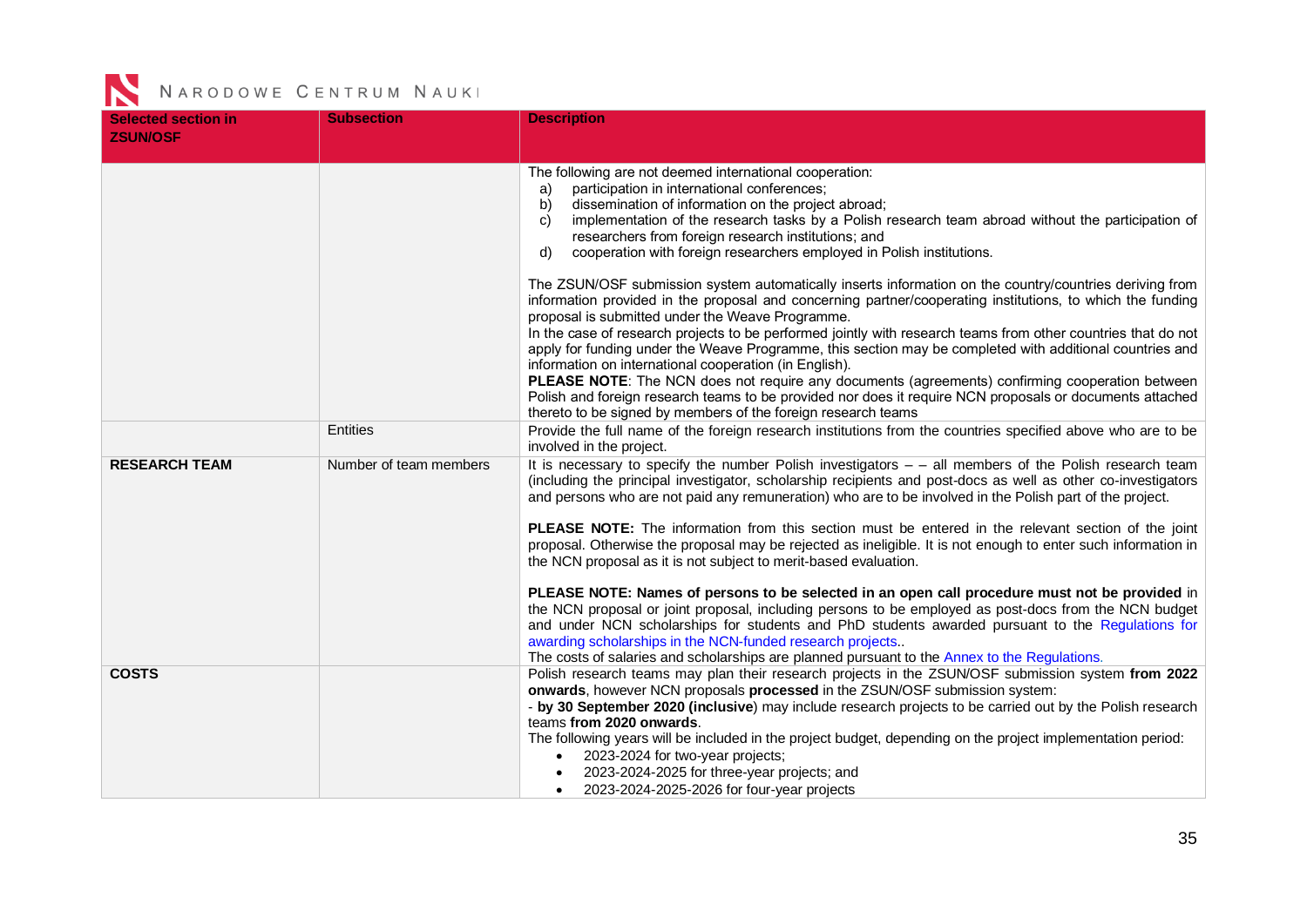| Selected section in ZSUN/OSF | Subsection | Description |
|---|---|---|
| | | The following are not deemed international cooperation:<br>a) participation in international conferences;<br>b) dissemination of information on the project abroad;<br>c) implementation of the research tasks by a Polish research team abroad without the participation of researchers from foreign research institutions; and<br>d) cooperation with foreign researchers employed in Polish institutions.<br><br>The ZSUN/OSF submission system automatically inserts information on the country/countries deriving from information provided in the proposal and concerning partner/cooperating institutions, to which the funding proposal is submitted under the Weave Programme.<br>In the case of research projects to be performed jointly with research teams from other countries that do not apply for funding under the Weave Programme, this section may be completed with additional countries and information on international cooperation (in English).<br>**PLEASE NOTE**: The NCN does not require any documents (agreements) confirming cooperation between Polish and foreign research teams to be provided nor does it require NCN proposals or documents attached thereto to be signed by members of the foreign research teams |
| | Entities | Provide the full name of the foreign research institutions from the countries specified above who are to be involved in the project. |
| **RESEARCH TEAM** | Number of team members | It is necessary to specify the number Polish investigators – – all members of the Polish research team (including the principal investigator, scholarship recipients and post-docs as well as other co-investigators and persons who are not paid any remuneration) who are to be involved in the Polish part of the project.<br><br>**PLEASE NOTE:** The information from this section must be entered in the relevant section of the joint proposal. Otherwise the proposal may be rejected as ineligible. It is not enough to enter such information in the NCN proposal as it is not subject to merit-based evaluation.<br><br>**PLEASE NOTE: Names of persons to be selected in an open call procedure must not be provided** in the NCN proposal or joint proposal, including persons to be employed as post-docs from the NCN budget and under NCN scholarships for students and PhD students awarded pursuant to the Regulations for awarding scholarships in the NCN-funded research projects..<br>The costs of salaries and scholarships are planned pursuant to the Annex to the Regulations. |
| **COSTS** | | Polish research teams may plan their research projects in the ZSUN/OSF submission system **from 2022 onwards**, however NCN proposals **processed** in the ZSUN/OSF submission system:<br>- **by 30 September 2020 (inclusive**) may include research projects to be carried out by the Polish research teams **from 2020 onwards**.<br>The following years will be included in the project budget, depending on the project implementation period:<br>• 2023-2024 for two-year projects;<br>• 2023-2024-2025 for three-year projects; and<br>• 2023-2024-2025-2026 for four-year projects |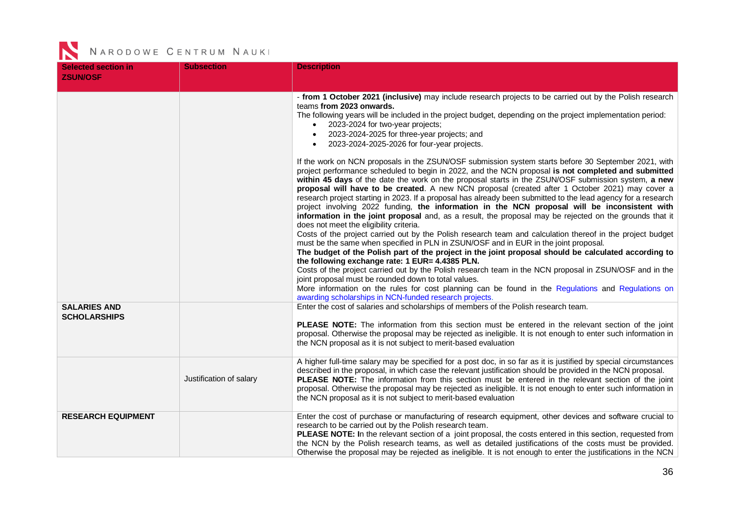| Selected section in ZSUN/OSF | Subsection | Description |
|---|---|---|
| | | - **from 1 October 2021 (inclusive)** may include research projects to be carried out by the Polish research teams **from 2023 onwards.**<br>The following years will be included in the project budget, depending on the project implementation period:<br>• 2023-2024 for two-year projects;<br>• 2023-2024-2025 for three-year projects; and<br>• 2023-2024-2025-2026 for four-year projects.<br><br>If the work on NCN proposals in the ZSUN/OSF submission system starts before 30 September 2021, with project performance scheduled to begin in 2022, and the NCN proposal **is not completed and submitted within 45 days** of the date the work on the proposal starts in the ZSUN/OSF submission system, **a new proposal will have to be created**. A new NCN proposal (created after 1 October 2021) may cover a research project starting in 2023. If a proposal has already been submitted to the lead agency for a research project involving 2022 funding, **the information in the NCN proposal will be inconsistent with information in the joint proposal** and, as a result, the proposal may be rejected on the grounds that it does not meet the eligibility criteria.<br>Costs of the project carried out by the Polish research team and calculation thereof in the project budget must be the same when specified in PLN in ZSUN/OSF and in EUR in the joint proposal.<br>**The budget of the Polish part of the project in the joint proposal should be calculated according to the following exchange rate: 1 EUR= 4.4385 PLN.**<br>Costs of the project carried out by the Polish research team in the NCN proposal in ZSUN/OSF and in the joint proposal must be rounded down to total values.<br>More information on the rules for cost planning can be found in the Regulations and Regulations on awarding scholarships in NCN-funded research projects. |
| **SALARIES AND SCHOLARSHIPS** | | Enter the cost of salaries and scholarships of members of the Polish research team.<br><br>**PLEASE NOTE:** The information from this section must be entered in the relevant section of the joint proposal. Otherwise the proposal may be rejected as ineligible. It is not enough to enter such information in the NCN proposal as it is not subject to merit-based evaluation |
| | Justification of salary | A higher full-time salary may be specified for a post doc, in so far as it is justified by special circumstances described in the proposal, in which case the relevant justification should be provided in the NCN proposal.<br>**PLEASE NOTE:** The information from this section must be entered in the relevant section of the joint proposal. Otherwise the proposal may be rejected as ineligible. It is not enough to enter such information in the NCN proposal as it is not subject to merit-based evaluation |
| **RESEARCH EQUIPMENT** | | Enter the cost of purchase or manufacturing of research equipment, other devices and software crucial to research to be carried out by the Polish research team.<br>**PLEASE NOTE: I**n the relevant section of a joint proposal, the costs entered in this section, requested from the NCN by the Polish research teams, as well as detailed justifications of the costs must be provided. Otherwise the proposal may be rejected as ineligible. It is not enough to enter the justifications in the NCN |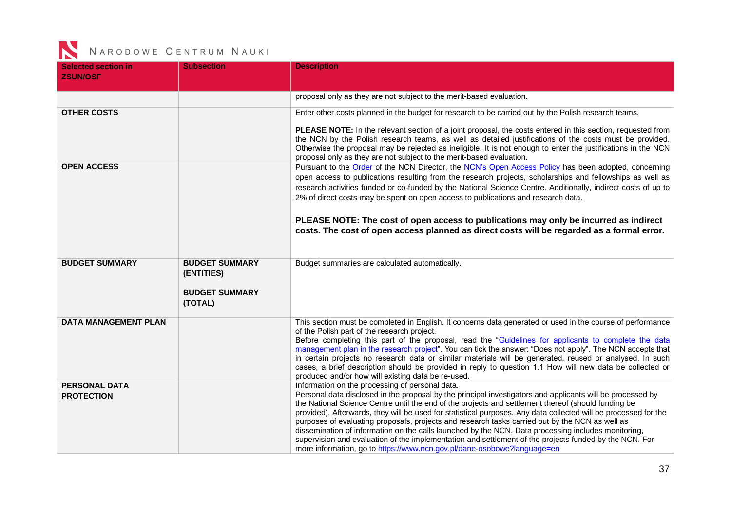| Selected section in ZSUN/OSF | Subsection | Description |
|---|---|---|
| | | proposal only as they are not subject to the merit-based evaluation. |
| **OTHER COSTS** | | Enter other costs planned in the budget for research to be carried out by the Polish research teams.<br><br>**PLEASE NOTE:** In the relevant section of a joint proposal, the costs entered in this section, requested from the NCN by the Polish research teams, as well as detailed justifications of the costs must be provided. Otherwise the proposal may be rejected as ineligible. It is not enough to enter the justifications in the NCN proposal only as they are not subject to the merit-based evaluation. |
| **OPEN ACCESS** | | Pursuant to the Order of the NCN Director, the NCN's Open Access Policy has been adopted, concerning open access to publications resulting from the research projects, scholarships and fellowships as well as research activities funded or co-funded by the National Science Centre. Additionally, indirect costs of up to 2% of direct costs may be spent on open access to publications and research data.<br><br>**PLEASE NOTE: The cost of open access to publications may only be incurred as indirect costs. The cost of open access planned as direct costs will be regarded as a formal error.** |
| **BUDGET SUMMARY** | **BUDGET SUMMARY (ENTITIES)**<br><br>**BUDGET SUMMARY (TOTAL)** | Budget summaries are calculated automatically. |
| **DATA MANAGEMENT PLAN** | | This section must be completed in English. It concerns data generated or used in the course of performance of the Polish part of the research project.<br>Before completing this part of the proposal, read the "Guidelines for applicants to complete the data management plan in the research project". You can tick the answer: "Does not apply". The NCN accepts that in certain projects no research data or similar materials will be generated, reused or analysed. In such cases, a brief description should be provided in reply to question 1.1 How will new data be collected or produced and/or how will existing data be re-used. |
| **PERSONAL DATA PROTECTION** | | Information on the processing of personal data.<br>Personal data disclosed in the proposal by the principal investigators and applicants will be processed by the National Science Centre until the end of the projects and settlement thereof (should funding be provided). Afterwards, they will be used for statistical purposes. Any data collected will be processed for the purposes of evaluating proposals, projects and research tasks carried out by the NCN as well as dissemination of information on the calls launched by the NCN. Data processing includes monitoring, supervision and evaluation of the implementation and settlement of the projects funded by the NCN. For more information, go to https://www.ncn.gov.pl/dane-osobowe?language=en |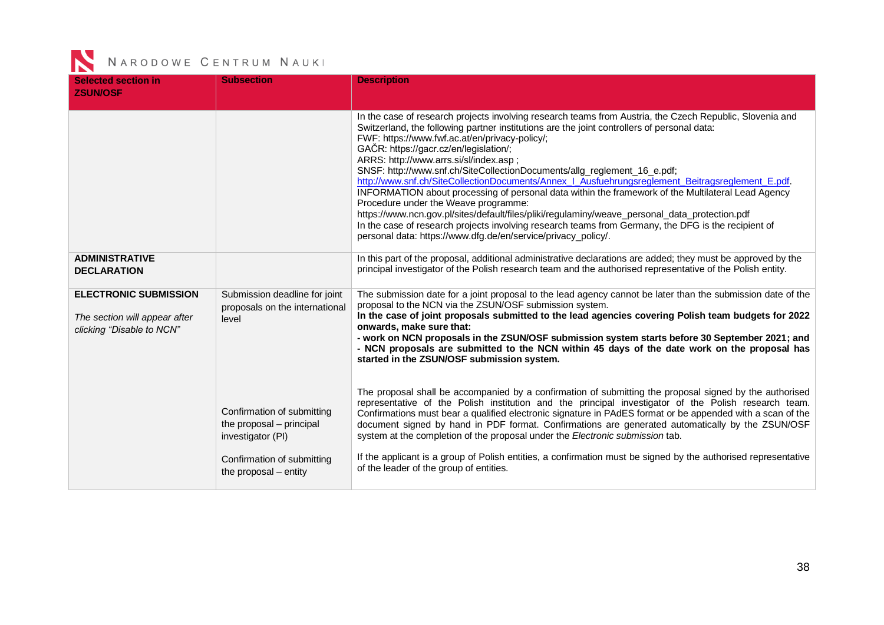| Selected section in ZSUN/OSF | Subsection | Description |
|---|---|---|
| | | In the case of research projects involving research teams from Austria, the Czech Republic, Slovenia and Switzerland, the following partner institutions are the joint controllers of personal data:<br>FWF: https://www.fwf.ac.at/en/privacy-policy/;<br>GAČR: https://gacr.cz/en/legislation/;<br>ARRS: http://www.arrs.si/sl/index.asp ;<br>SNSF: http://www.snf.ch/SiteCollectionDocuments/allg_reglement_16_e.pdf;<br>http://www.snf.ch/SiteCollectionDocuments/Annex_I_Ausfuehrungsreglement_Beitragsreglement_E.pdf.<br>INFORMATION about processing of personal data within the framework of the Multilateral Lead Agency Procedure under the Weave programme:<br>https://www.ncn.gov.pl/sites/default/files/pliki/regulaminy/weave_personal_data_protection.pdf<br>In the case of research projects involving research teams from Germany, the DFG is the recipient of personal data: https://www.dfg.de/en/service/privacy_policy/. |
| **ADMINISTRATIVE DECLARATION** | | In this part of the proposal, additional administrative declarations are added; they must be approved by the principal investigator of the Polish research team and the authorised representative of the Polish entity. |
| **ELECTRONIC SUBMISSION**<br><br>*The section will appear after clicking "Disable to NCN"* | Submission deadline for joint proposals on the international level | The submission date for a joint proposal to the lead agency cannot be later than the submission date of the proposal to the NCN via the ZSUN/OSF submission system.<br>**In the case of joint proposals submitted to the lead agencies covering Polish team budgets for 2022 onwards, make sure that:**<br>**- work on NCN proposals in the ZSUN/OSF submission system starts before 30 September 2021; and**<br>**- NCN proposals are submitted to the NCN within 45 days of the date work on the proposal has started in the ZSUN/OSF submission system.** |
| | Confirmation of submitting the proposal – principal investigator (PI)<br><br>Confirmation of submitting the proposal – entity | The proposal shall be accompanied by a confirmation of submitting the proposal signed by the authorised representative of the Polish institution and the principal investigator of the Polish research team. Confirmations must bear a qualified electronic signature in PAdES format or be appended with a scan of the document signed by hand in PDF format. Confirmations are generated automatically by the ZSUN/OSF system at the completion of the proposal under the *Electronic submission* tab.<br><br>If the applicant is a group of Polish entities, a confirmation must be signed by the authorised representative of the leader of the group of entities. |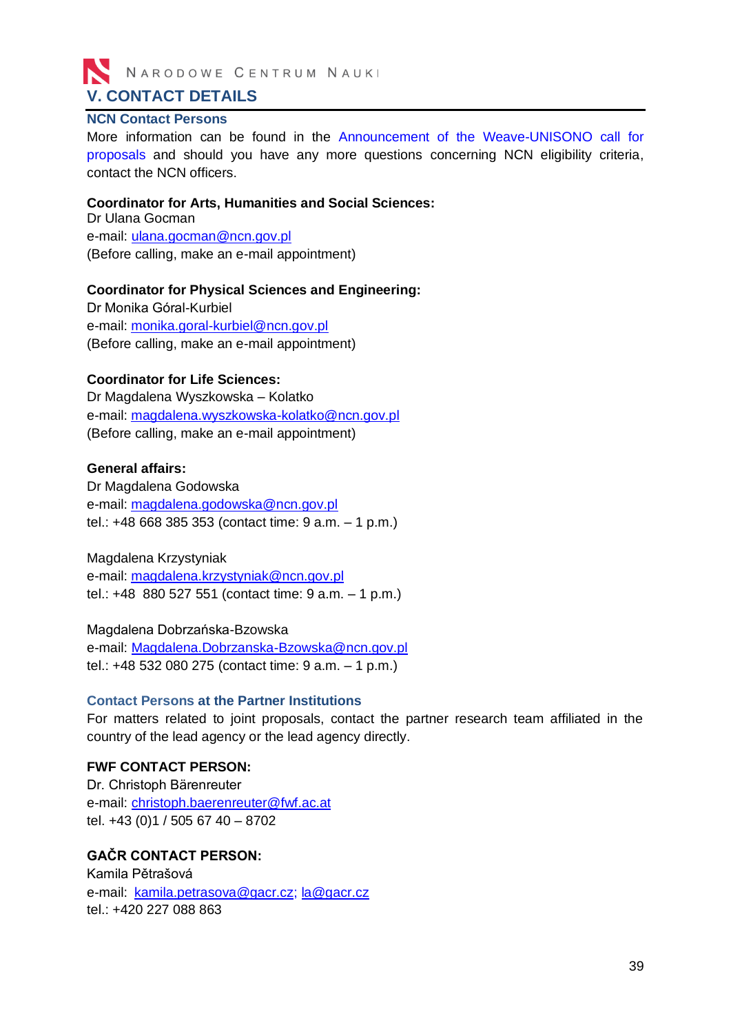## V. CONTACT DETAILS

### NCN Contact Persons

More information can be found in the Announcement of the Weave-UNISONO call for proposals and should you have any more questions concerning NCN eligibility criteria, contact the NCN officers.

**Coordinator for Arts, Humanities and Social Sciences:**
Dr Ulana Gocman
e-mail: ulana.gocman@ncn.gov.pl
(Before calling, make an e-mail appointment)

**Coordinator for Physical Sciences and Engineering:**
Dr Monika Góral-Kurbiel
e-mail: monika.goral-kurbiel@ncn.gov.pl
(Before calling, make an e-mail appointment)

**Coordinator for Life Sciences:**
Dr Magdalena Wyszkowska – Kolatko
e-mail: magdalena.wyszkowska-kolatko@ncn.gov.pl
(Before calling, make an e-mail appointment)

**General affairs:**
Dr Magdalena Godowska
e-mail: magdalena.godowska@ncn.gov.pl
tel.: +48 668 385 353 (contact time: 9 a.m. – 1 p.m.)

Magdalena Krzystyniak
e-mail: magdalena.krzystyniak@ncn.gov.pl
tel.: +48 880 527 551 (contact time: 9 a.m. – 1 p.m.)

Magdalena Dobrzańska-Bzowska
e-mail: Magdalena.Dobrzanska-Bzowska@ncn.gov.pl
tel.: +48 532 080 275 (contact time: 9 a.m. – 1 p.m.)

### Contact Persons at the Partner Institutions

For matters related to joint proposals, contact the partner research team affiliated in the country of the lead agency or the lead agency directly.

**FWF CONTACT PERSON:**
Dr. Christoph Bärenreuter
e-mail: christoph.baerenreuter@fwf.ac.at
tel. +43 (0)1 / 505 67 40 – 8702

**GAČR CONTACT PERSON:**
Kamila Pětrašová
e-mail: kamila.petrasova@gacr.cz; la@gacr.cz
tel.: +420 227 088 863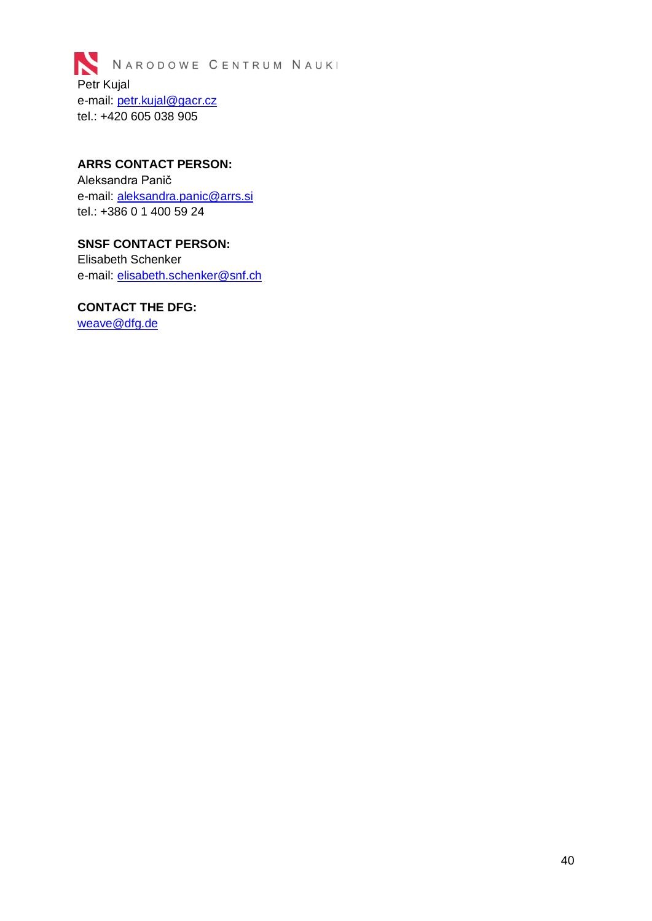Petr Kujal
e-mail: petr.kujal@gacr.cz
tel.: +420 605 038 905

**ARRS CONTACT PERSON:**
Aleksandra Panič
e-mail: aleksandra.panic@arrs.si
tel.: +386 0 1 400 59 24

**SNSF CONTACT PERSON:**
Elisabeth Schenker
e-mail: elisabeth.schenker@snf.ch

**CONTACT THE DFG:**
weave@dfg.de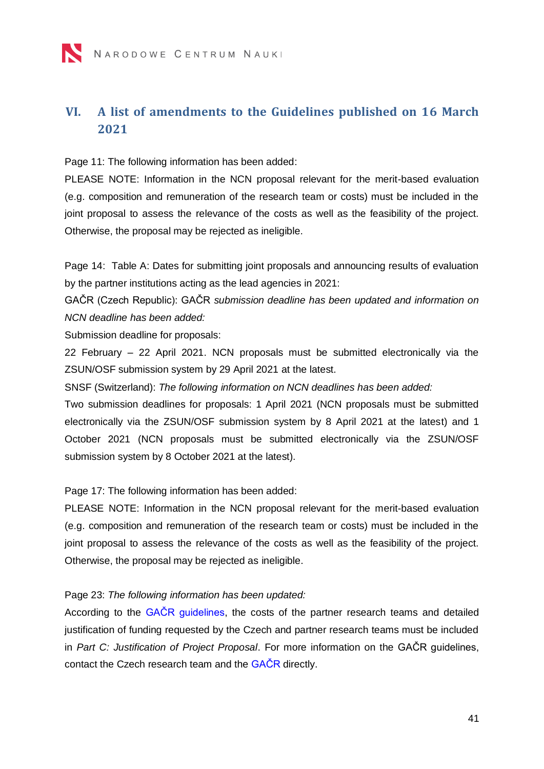## VI. A list of amendments to the Guidelines published on 16 March 2021

Page 11: The following information has been added:

PLEASE NOTE: Information in the NCN proposal relevant for the merit-based evaluation (e.g. composition and remuneration of the research team or costs) must be included in the joint proposal to assess the relevance of the costs as well as the feasibility of the project. Otherwise, the proposal may be rejected as ineligible.

Page 14: Table A: Dates for submitting joint proposals and announcing results of evaluation by the partner institutions acting as the lead agencies in 2021:

GAČR (Czech Republic): GAČR *submission deadline has been updated and information on NCN deadline has been added:*

Submission deadline for proposals:

22 February – 22 April 2021. NCN proposals must be submitted electronically via the ZSUN/OSF submission system by 29 April 2021 at the latest.

SNSF (Switzerland): *The following information on NCN deadlines has been added:*

Two submission deadlines for proposals: 1 April 2021 (NCN proposals must be submitted electronically via the ZSUN/OSF submission system by 8 April 2021 at the latest) and 1 October 2021 (NCN proposals must be submitted electronically via the ZSUN/OSF submission system by 8 October 2021 at the latest).

Page 17: The following information has been added:

PLEASE NOTE: Information in the NCN proposal relevant for the merit-based evaluation (e.g. composition and remuneration of the research team or costs) must be included in the joint proposal to assess the relevance of the costs as well as the feasibility of the project. Otherwise, the proposal may be rejected as ineligible.

Page 23: *The following information has been updated:*

According to the GAČR guidelines, the costs of the partner research teams and detailed justification of funding requested by the Czech and partner research teams must be included in *Part C: Justification of Project Proposal*. For more information on the GAČR guidelines, contact the Czech research team and the GAČR directly.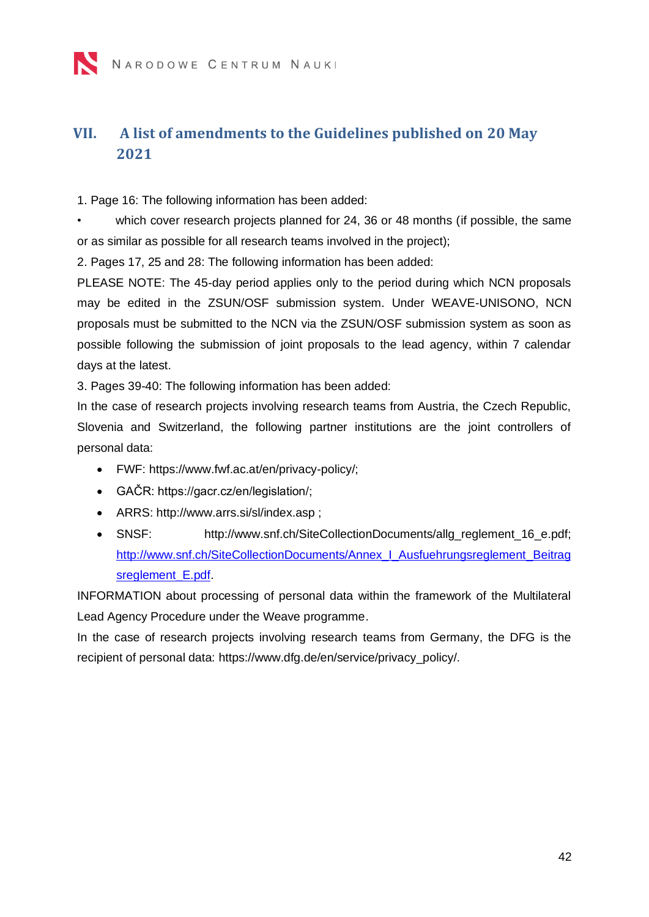## VII. A list of amendments to the Guidelines published on 20 May 2021

1. Page 16: The following information has been added:

• which cover research projects planned for 24, 36 or 48 months (if possible, the same or as similar as possible for all research teams involved in the project);

2. Pages 17, 25 and 28: The following information has been added:

PLEASE NOTE: The 45-day period applies only to the period during which NCN proposals may be edited in the ZSUN/OSF submission system. Under WEAVE-UNISONO, NCN proposals must be submitted to the NCN via the ZSUN/OSF submission system as soon as possible following the submission of joint proposals to the lead agency, within 7 calendar days at the latest.

3. Pages 39-40: The following information has been added:

In the case of research projects involving research teams from Austria, the Czech Republic, Slovenia and Switzerland, the following partner institutions are the joint controllers of personal data:

- FWF: https://www.fwf.ac.at/en/privacy-policy/;
- GAČR: https://gacr.cz/en/legislation/;
- ARRS: http://www.arrs.si/sl/index.asp ;
- SNSF: http://www.snf.ch/SiteCollectionDocuments/allg_reglement_16_e.pdf; http://www.snf.ch/SiteCollectionDocuments/Annex_I_Ausfuehrungsreglement_Beitragsreglement_E.pdf.

INFORMATION about processing of personal data within the framework of the Multilateral Lead Agency Procedure under the Weave programme.

In the case of research projects involving research teams from Germany, the DFG is the recipient of personal data: https://www.dfg.de/en/service/privacy_policy/.